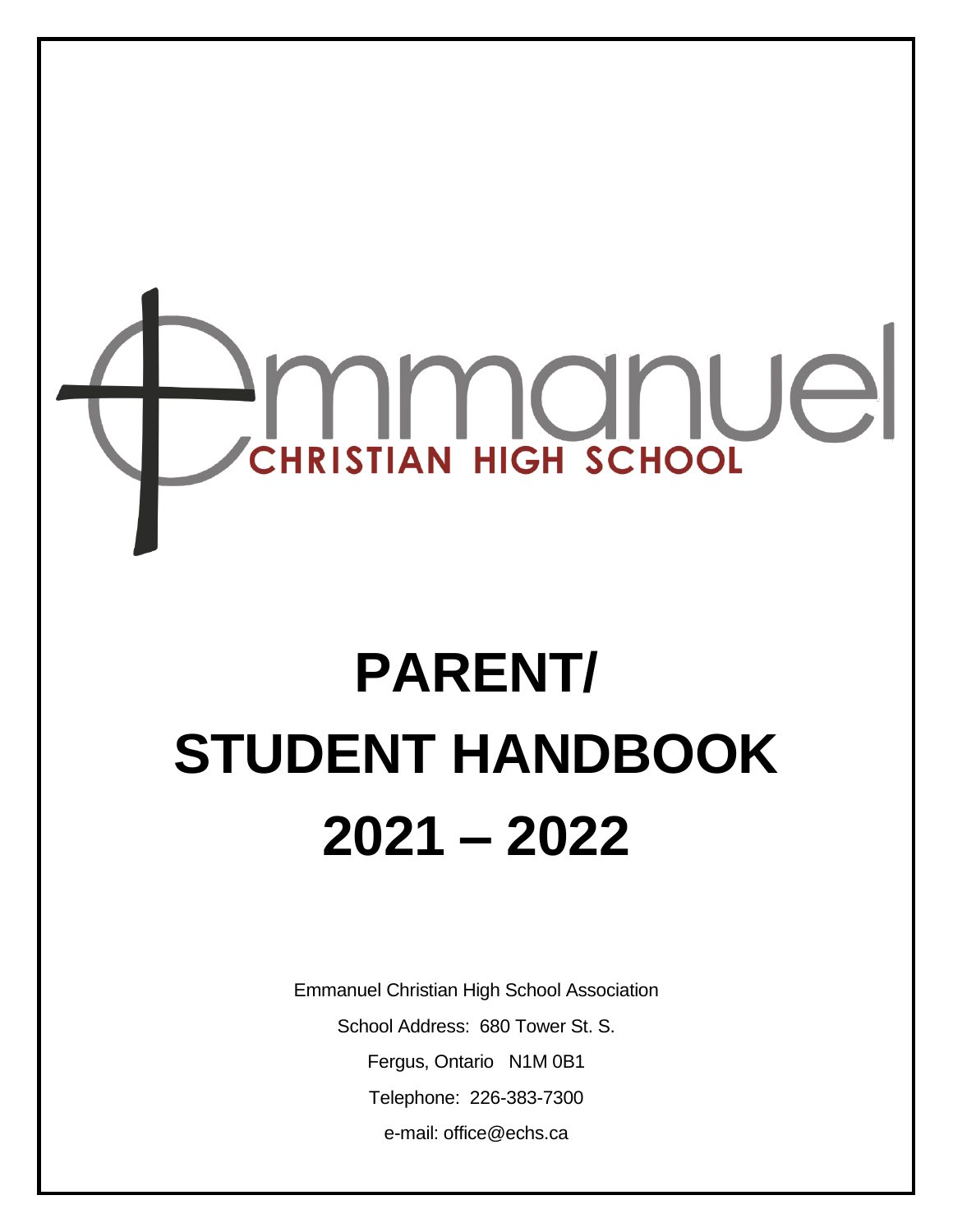Emmanuel

CHRISTIAN HIGH SCHOOL

# PARENT/ STUDENT HANDBOOK 2021 – 2022

Emmanuel Christian High School Association

School Address: 680 Tower St. S.

Fergus, Ontario N1M 0B1

Telephone: 226-383-7300

e-mail: office@echs.ca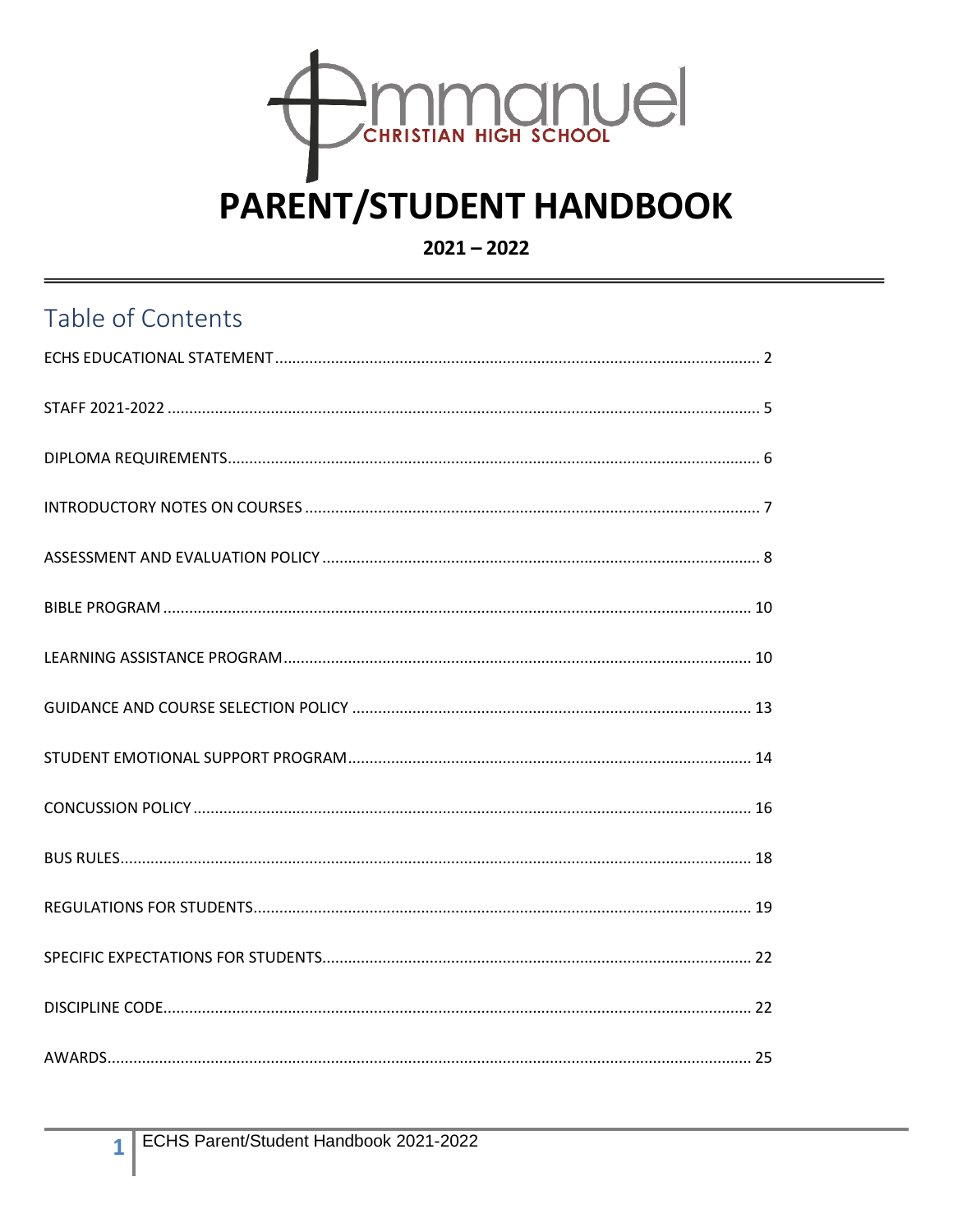Emmanuel CHRISTIAN HIGH SCHOOL

# PARENT/STUDENT HANDBOOK

**2021 – 2022**

## Table of Contents

ECHS EDUCATIONAL STATEMENT ........ 2

STAFF 2021-2022 ........ 5

DIPLOMA REQUIREMENTS........ 6

INTRODUCTORY NOTES ON COURSES ........ 7

ASSESSMENT AND EVALUATION POLICY ........ 8

BIBLE PROGRAM ........ 10

LEARNING ASSISTANCE PROGRAM........ 10

GUIDANCE AND COURSE SELECTION POLICY ........ 13

STUDENT EMOTIONAL SUPPORT PROGRAM........ 14

CONCUSSION POLICY ........ 16

BUS RULES........ 18

REGULATIONS FOR STUDENTS........ 19

SPECIFIC EXPECTATIONS FOR STUDENTS........ 22

DISCIPLINE CODE........ 22

AWARDS........ 25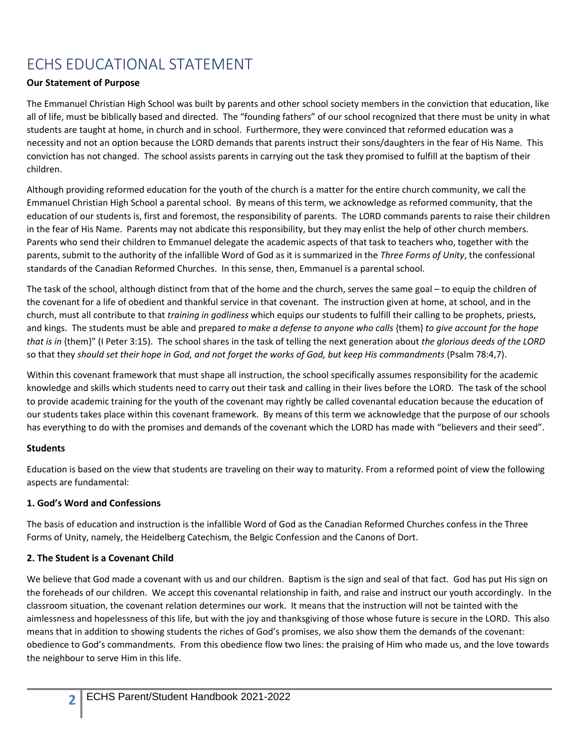# ECHS EDUCATIONAL STATEMENT

**Our Statement of Purpose**

The Emmanuel Christian High School was built by parents and other school society members in the conviction that education, like all of life, must be biblically based and directed. The "founding fathers" of our school recognized that there must be unity in what students are taught at home, in church and in school. Furthermore, they were convinced that reformed education was a necessity and not an option because the LORD demands that parents instruct their sons/daughters in the fear of His Name. This conviction has not changed. The school assists parents in carrying out the task they promised to fulfill at the baptism of their children.

Although providing reformed education for the youth of the church is a matter for the entire church community, we call the Emmanuel Christian High School a parental school. By means of this term, we acknowledge as reformed community, that the education of our students is, first and foremost, the responsibility of parents. The LORD commands parents to raise their children in the fear of His Name. Parents may not abdicate this responsibility, but they may enlist the help of other church members. Parents who send their children to Emmanuel delegate the academic aspects of that task to teachers who, together with the parents, submit to the authority of the infallible Word of God as it is summarized in the *Three Forms of Unity*, the confessional standards of the Canadian Reformed Churches. In this sense, then, Emmanuel is a parental school.

The task of the school, although distinct from that of the home and the church, serves the same goal – to equip the children of the covenant for a life of obedient and thankful service in that covenant. The instruction given at home, at school, and in the church, must all contribute to that *training in godliness* which equips our students to fulfill their calling to be prophets, priests, and kings. The students must be able and prepared *to make a defense to anyone who calls* {them} *to give account for the hope that is in* {them}" (I Peter 3:15). The school shares in the task of telling the next generation about *the glorious deeds of the LORD* so that they *should set their hope in God, and not forget the works of God, but keep His commandments* (Psalm 78:4,7).

Within this covenant framework that must shape all instruction, the school specifically assumes responsibility for the academic knowledge and skills which students need to carry out their task and calling in their lives before the LORD. The task of the school to provide academic training for the youth of the covenant may rightly be called covenantal education because the education of our students takes place within this covenant framework. By means of this term we acknowledge that the purpose of our schools has everything to do with the promises and demands of the covenant which the LORD has made with "believers and their seed".

**Students**

Education is based on the view that students are traveling on their way to maturity. From a reformed point of view the following aspects are fundamental:

**1. God's Word and Confessions**

The basis of education and instruction is the infallible Word of God as the Canadian Reformed Churches confess in the Three Forms of Unity, namely, the Heidelberg Catechism, the Belgic Confession and the Canons of Dort.

**2. The Student is a Covenant Child**

We believe that God made a covenant with us and our children. Baptism is the sign and seal of that fact. God has put His sign on the foreheads of our children. We accept this covenantal relationship in faith, and raise and instruct our youth accordingly. In the classroom situation, the covenant relation determines our work. It means that the instruction will not be tainted with the aimlessness and hopelessness of this life, but with the joy and thanksgiving of those whose future is secure in the LORD. This also means that in addition to showing students the riches of God's promises, we also show them the demands of the covenant: obedience to God's commandments. From this obedience flow two lines: the praising of Him who made us, and the love towards the neighbour to serve Him in this life.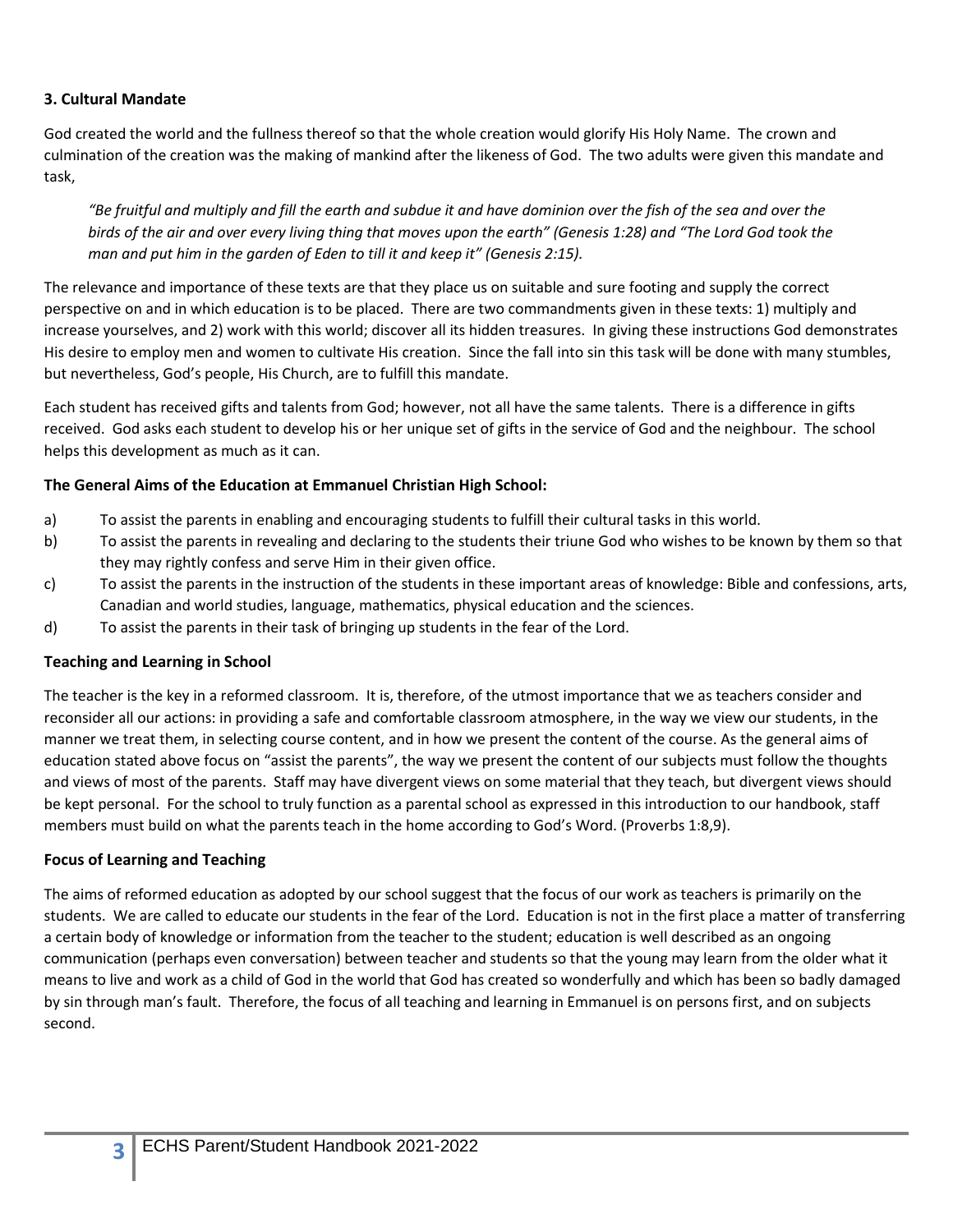### 3. Cultural Mandate

God created the world and the fullness thereof so that the whole creation would glorify His Holy Name. The crown and culmination of the creation was the making of mankind after the likeness of God. The two adults were given this mandate and task,

> *"Be fruitful and multiply and fill the earth and subdue it and have dominion over the fish of the sea and over the birds of the air and over every living thing that moves upon the earth" (Genesis 1:28) and "The Lord God took the man and put him in the garden of Eden to till it and keep it" (Genesis 2:15).*

The relevance and importance of these texts are that they place us on suitable and sure footing and supply the correct perspective on and in which education is to be placed. There are two commandments given in these texts: 1) multiply and increase yourselves, and 2) work with this world; discover all its hidden treasures. In giving these instructions God demonstrates His desire to employ men and women to cultivate His creation. Since the fall into sin this task will be done with many stumbles, but nevertheless, God's people, His Church, are to fulfill this mandate.

Each student has received gifts and talents from God; however, not all have the same talents. There is a difference in gifts received. God asks each student to develop his or her unique set of gifts in the service of God and the neighbour. The school helps this development as much as it can.

**The General Aims of the Education at Emmanuel Christian High School:**

a) To assist the parents in enabling and encouraging students to fulfill their cultural tasks in this world.
b) To assist the parents in revealing and declaring to the students their triune God who wishes to be known by them so that they may rightly confess and serve Him in their given office.
c) To assist the parents in the instruction of the students in these important areas of knowledge: Bible and confessions, arts, Canadian and world studies, language, mathematics, physical education and the sciences.
d) To assist the parents in their task of bringing up students in the fear of the Lord.

**Teaching and Learning in School**

The teacher is the key in a reformed classroom. It is, therefore, of the utmost importance that we as teachers consider and reconsider all our actions: in providing a safe and comfortable classroom atmosphere, in the way we view our students, in the manner we treat them, in selecting course content, and in how we present the content of the course. As the general aims of education stated above focus on "assist the parents", the way we present the content of our subjects must follow the thoughts and views of most of the parents. Staff may have divergent views on some material that they teach, but divergent views should be kept personal. For the school to truly function as a parental school as expressed in this introduction to our handbook, staff members must build on what the parents teach in the home according to God's Word. (Proverbs 1:8,9).

**Focus of Learning and Teaching**

The aims of reformed education as adopted by our school suggest that the focus of our work as teachers is primarily on the students. We are called to educate our students in the fear of the Lord. Education is not in the first place a matter of transferring a certain body of knowledge or information from the teacher to the student; education is well described as an ongoing communication (perhaps even conversation) between teacher and students so that the young may learn from the older what it means to live and work as a child of God in the world that God has created so wonderfully and which has been so badly damaged by sin through man's fault. Therefore, the focus of all teaching and learning in Emmanuel is on persons first, and on subjects second.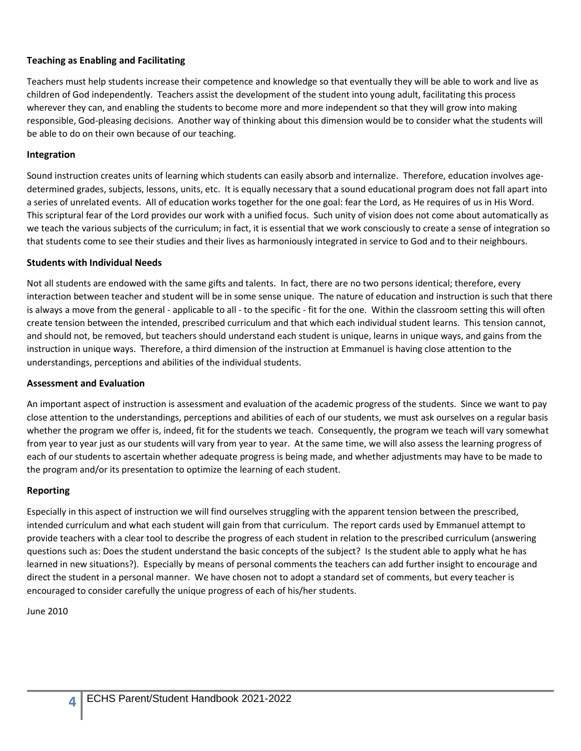**Teaching as Enabling and Facilitating**

Teachers must help students increase their competence and knowledge so that eventually they will be able to work and live as children of God independently. Teachers assist the development of the student into young adult, facilitating this process wherever they can, and enabling the students to become more and more independent so that they will grow into making responsible, God-pleasing decisions. Another way of thinking about this dimension would be to consider what the students will be able to do on their own because of our teaching.

**Integration**

Sound instruction creates units of learning which students can easily absorb and internalize. Therefore, education involves age-determined grades, subjects, lessons, units, etc. It is equally necessary that a sound educational program does not fall apart into a series of unrelated events. All of education works together for the one goal: fear the Lord, as He requires of us in His Word. This scriptural fear of the Lord provides our work with a unified focus. Such unity of vision does not come about automatically as we teach the various subjects of the curriculum; in fact, it is essential that we work consciously to create a sense of integration so that students come to see their studies and their lives as harmoniously integrated in service to God and to their neighbours.

**Students with Individual Needs**

Not all students are endowed with the same gifts and talents. In fact, there are no two persons identical; therefore, every interaction between teacher and student will be in some sense unique. The nature of education and instruction is such that there is always a move from the general - applicable to all - to the specific - fit for the one. Within the classroom setting this will often create tension between the intended, prescribed curriculum and that which each individual student learns. This tension cannot, and should not, be removed, but teachers should understand each student is unique, learns in unique ways, and gains from the instruction in unique ways. Therefore, a third dimension of the instruction at Emmanuel is having close attention to the understandings, perceptions and abilities of the individual students.

**Assessment and Evaluation**

An important aspect of instruction is assessment and evaluation of the academic progress of the students. Since we want to pay close attention to the understandings, perceptions and abilities of each of our students, we must ask ourselves on a regular basis whether the program we offer is, indeed, fit for the students we teach. Consequently, the program we teach will vary somewhat from year to year just as our students will vary from year to year. At the same time, we will also assess the learning progress of each of our students to ascertain whether adequate progress is being made, and whether adjustments may have to be made to the program and/or its presentation to optimize the learning of each student.

**Reporting**

Especially in this aspect of instruction we will find ourselves struggling with the apparent tension between the prescribed, intended curriculum and what each student will gain from that curriculum. The report cards used by Emmanuel attempt to provide teachers with a clear tool to describe the progress of each student in relation to the prescribed curriculum (answering questions such as: Does the student understand the basic concepts of the subject? Is the student able to apply what he has learned in new situations?). Especially by means of personal comments the teachers can add further insight to encourage and direct the student in a personal manner. We have chosen not to adopt a standard set of comments, but every teacher is encouraged to consider carefully the unique progress of each of his/her students.

June 2010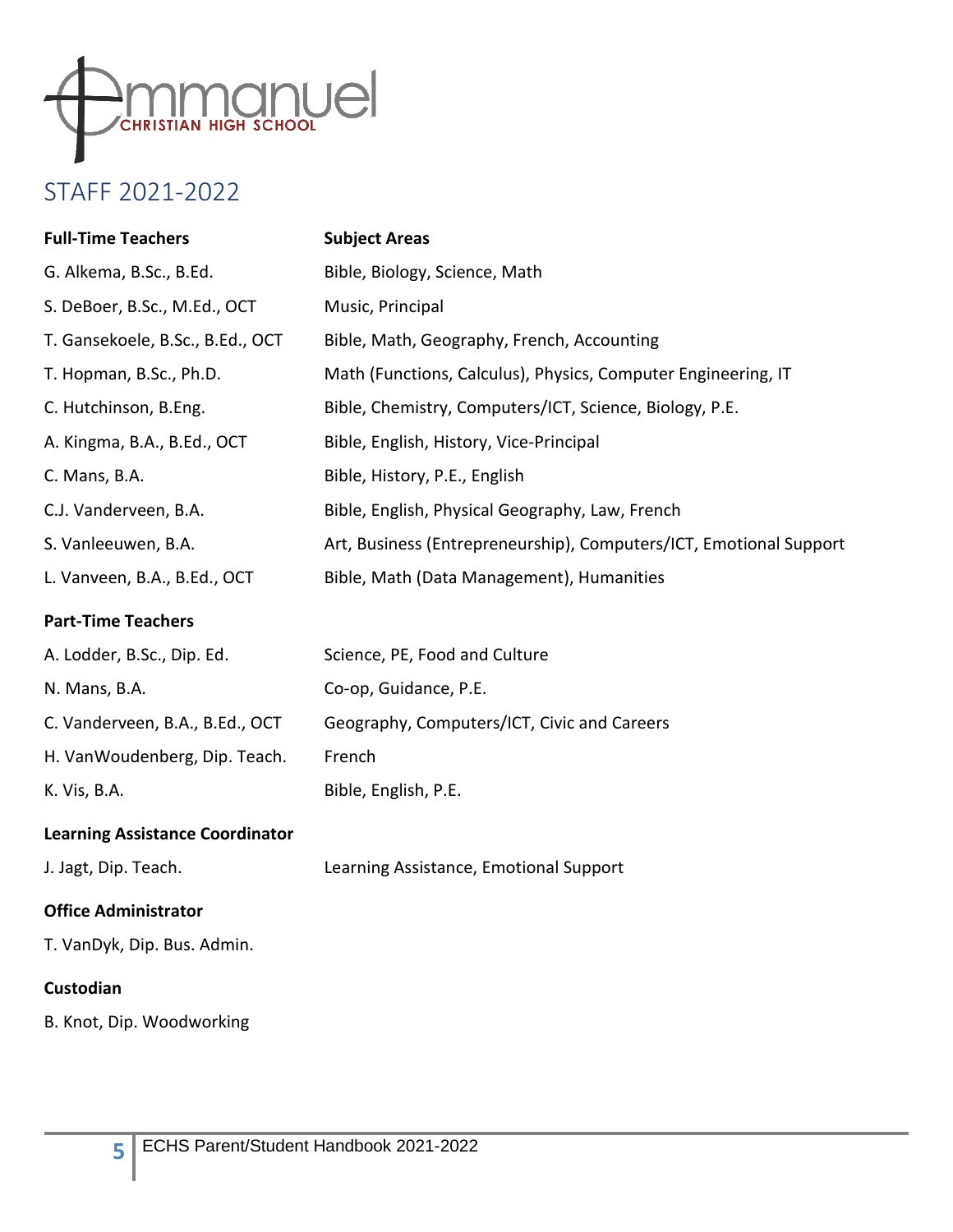Emmanuel CHRISTIAN HIGH SCHOOL

## STAFF 2021-2022

| **Full-Time Teachers** | **Subject Areas** |
|---|---|
| G. Alkema, B.Sc., B.Ed. | Bible, Biology, Science, Math |
| S. DeBoer, B.Sc., M.Ed., OCT | Music, Principal |
| T. Gansekoele, B.Sc., B.Ed., OCT | Bible, Math, Geography, French, Accounting |
| T. Hopman, B.Sc., Ph.D. | Math (Functions, Calculus), Physics, Computer Engineering, IT |
| C. Hutchinson, B.Eng. | Bible, Chemistry, Computers/ICT, Science, Biology, P.E. |
| A. Kingma, B.A., B.Ed., OCT | Bible, English, History, Vice-Principal |
| C. Mans, B.A. | Bible, History, P.E., English |
| C.J. Vanderveen, B.A. | Bible, English, Physical Geography, Law, French |
| S. Vanleeuwen, B.A. | Art, Business (Entrepreneurship), Computers/ICT, Emotional Support |
| L. Vanveen, B.A., B.Ed., OCT | Bible, Math (Data Management), Humanities |
| **Part-Time Teachers** | |
| A. Lodder, B.Sc., Dip. Ed. | Science, PE, Food and Culture |
| N. Mans, B.A. | Co-op, Guidance, P.E. |
| C. Vanderveen, B.A., B.Ed., OCT | Geography, Computers/ICT, Civic and Careers |
| H. VanWoudenberg, Dip. Teach. | French |
| K. Vis, B.A. | Bible, English, P.E. |
| **Learning Assistance Coordinator** | |
| J. Jagt, Dip. Teach. | Learning Assistance, Emotional Support |

**Office Administrator**

T. VanDyk, Dip. Bus. Admin.

**Custodian**

B. Knot, Dip. Woodworking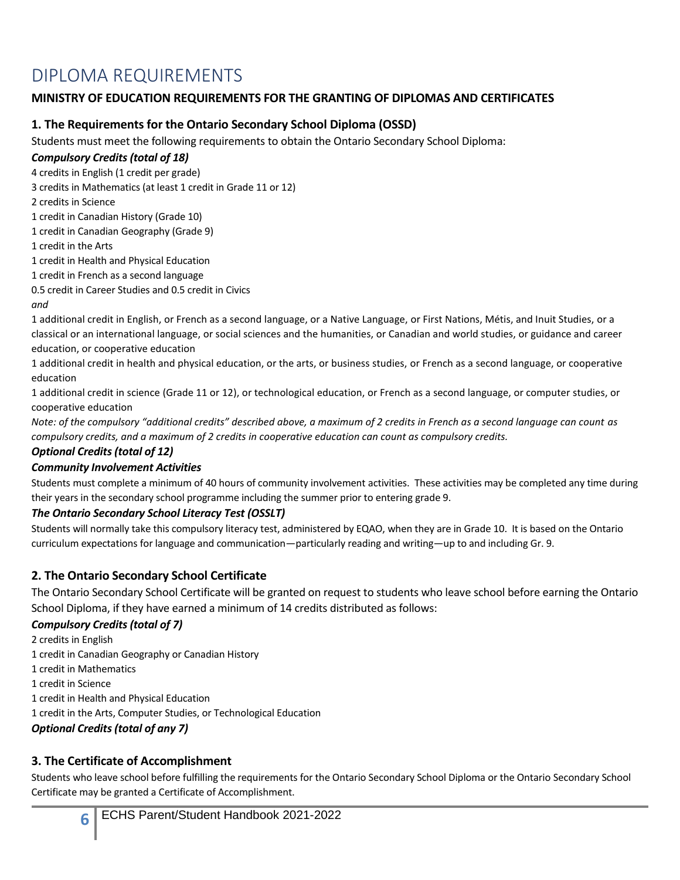# DIPLOMA REQUIREMENTS

**MINISTRY OF EDUCATION REQUIREMENTS FOR THE GRANTING OF DIPLOMAS AND CERTIFICATES**

## 1. The Requirements for the Ontario Secondary School Diploma (OSSD)

Students must meet the following requirements to obtain the Ontario Secondary School Diploma:

### *Compulsory Credits (total of 18)*

4 credits in English (1 credit per grade)
3 credits in Mathematics (at least 1 credit in Grade 11 or 12)
2 credits in Science
1 credit in Canadian History (Grade 10)
1 credit in Canadian Geography (Grade 9)
1 credit in the Arts
1 credit in Health and Physical Education
1 credit in French as a second language
0.5 credit in Career Studies and 0.5 credit in Civics

*and*

1 additional credit in English, or French as a second language, or a Native Language, or First Nations, Métis, and Inuit Studies, or a classical or an international language, or social sciences and the humanities, or Canadian and world studies, or guidance and career education, or cooperative education

1 additional credit in health and physical education, or the arts, or business studies, or French as a second language, or cooperative education

1 additional credit in science (Grade 11 or 12), or technological education, or French as a second language, or computer studies, or cooperative education

*Note: of the compulsory "additional credits" described above, a maximum of 2 credits in French as a second language can count as compulsory credits, and a maximum of 2 credits in cooperative education can count as compulsory credits.*

### *Optional Credits (total of 12)*

### *Community Involvement Activities*

Students must complete a minimum of 40 hours of community involvement activities. These activities may be completed any time during their years in the secondary school programme including the summer prior to entering grade 9.

### *The Ontario Secondary School Literacy Test (OSSLT)*

Students will normally take this compulsory literacy test, administered by EQAO, when they are in Grade 10. It is based on the Ontario curriculum expectations for language and communication—particularly reading and writing—up to and including Gr. 9.

## 2. The Ontario Secondary School Certificate

The Ontario Secondary School Certificate will be granted on request to students who leave school before earning the Ontario School Diploma, if they have earned a minimum of 14 credits distributed as follows:

### *Compulsory Credits (total of 7)*

2 credits in English
1 credit in Canadian Geography or Canadian History
1 credit in Mathematics
1 credit in Science
1 credit in Health and Physical Education
1 credit in the Arts, Computer Studies, or Technological Education

### *Optional Credits (total of any 7)*

## 3. The Certificate of Accomplishment

Students who leave school before fulfilling the requirements for the Ontario Secondary School Diploma or the Ontario Secondary School Certificate may be granted a Certificate of Accomplishment.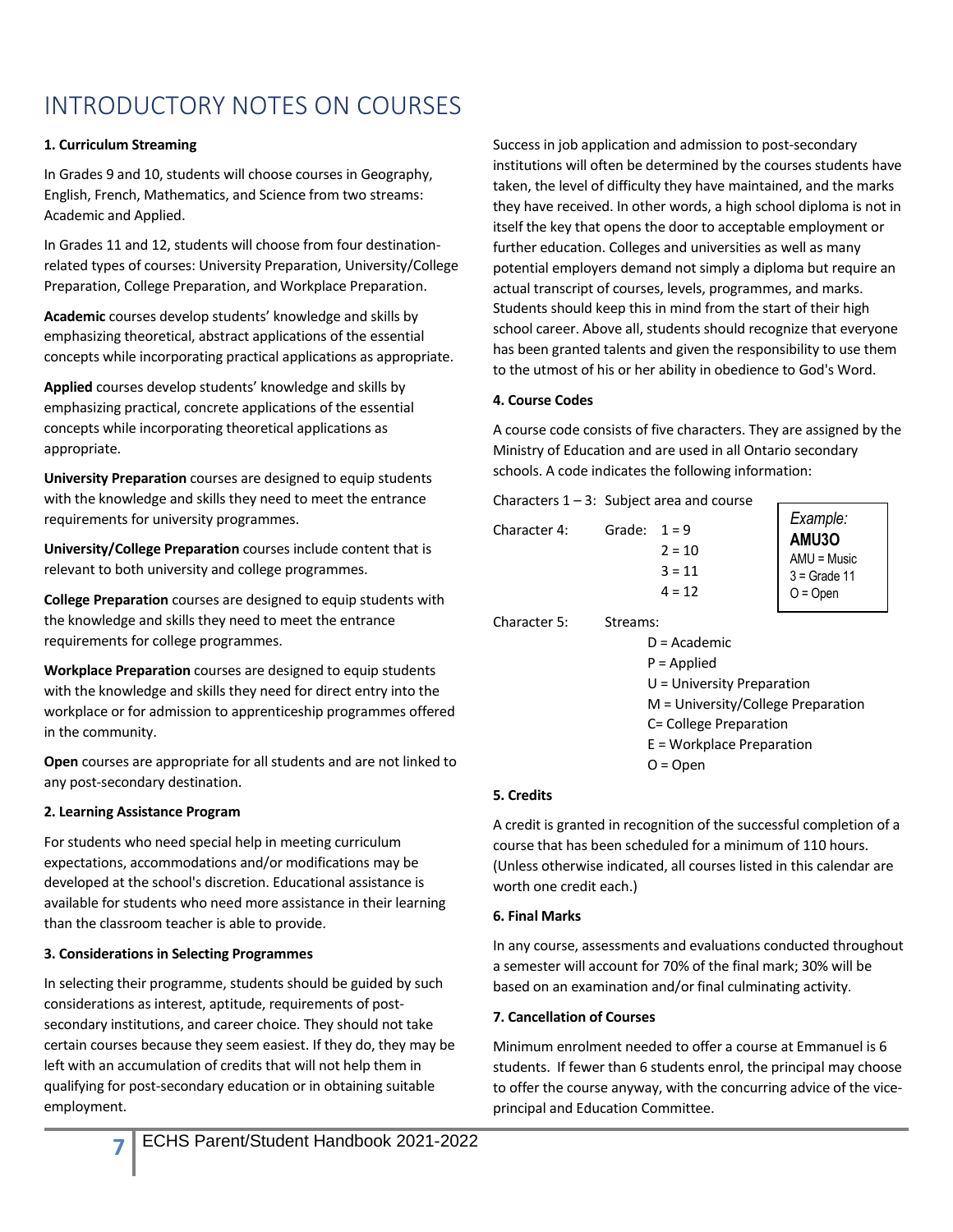# INTRODUCTORY NOTES ON COURSES

**1. Curriculum Streaming**

In Grades 9 and 10, students will choose courses in Geography, English, French, Mathematics, and Science from two streams: Academic and Applied.

In Grades 11 and 12, students will choose from four destination-related types of courses: University Preparation, University/College Preparation, College Preparation, and Workplace Preparation.

**Academic** courses develop students' knowledge and skills by emphasizing theoretical, abstract applications of the essential concepts while incorporating practical applications as appropriate.

**Applied** courses develop students' knowledge and skills by emphasizing practical, concrete applications of the essential concepts while incorporating theoretical applications as appropriate.

**University Preparation** courses are designed to equip students with the knowledge and skills they need to meet the entrance requirements for university programmes.

**University/College Preparation** courses include content that is relevant to both university and college programmes.

**College Preparation** courses are designed to equip students with the knowledge and skills they need to meet the entrance requirements for college programmes.

**Workplace Preparation** courses are designed to equip students with the knowledge and skills they need for direct entry into the workplace or for admission to apprenticeship programmes offered in the community.

**Open** courses are appropriate for all students and are not linked to any post-secondary destination.

**2. Learning Assistance Program**

For students who need special help in meeting curriculum expectations, accommodations and/or modifications may be developed at the school's discretion. Educational assistance is available for students who need more assistance in their learning than the classroom teacher is able to provide.

**3. Considerations in Selecting Programmes**

In selecting their programme, students should be guided by such considerations as interest, aptitude, requirements of post-secondary institutions, and career choice. They should not take certain courses because they seem easiest. If they do, they may be left with an accumulation of credits that will not help them in qualifying for post-secondary education or in obtaining suitable employment.

Success in job application and admission to post-secondary institutions will often be determined by the courses students have taken, the level of difficulty they have maintained, and the marks they have received. In other words, a high school diploma is not in itself the key that opens the door to acceptable employment or further education. Colleges and universities as well as many potential employers demand not simply a diploma but require an actual transcript of courses, levels, programmes, and marks. Students should keep this in mind from the start of their high school career. Above all, students should recognize that everyone has been granted talents and given the responsibility to use them to the utmost of his or her ability in obedience to God's Word.

**4. Course Codes**

A course code consists of five characters. They are assigned by the Ministry of Education and are used in all Ontario secondary schools. A code indicates the following information:

Characters 1 – 3: Subject area and course

Character 4: Grade:
- 1 = 9
- 2 = 10
- 3 = 11
- 4 = 12

Character 5: Streams:
- D = Academic
- P = Applied
- U = University Preparation
- M = University/College Preparation
- C= College Preparation
- E = Workplace Preparation
- O = Open

*Example:*
**AMU3O**
AMU = Music
3 = Grade 11
O = Open

**5. Credits**

A credit is granted in recognition of the successful completion of a course that has been scheduled for a minimum of 110 hours. (Unless otherwise indicated, all courses listed in this calendar are worth one credit each.)

**6. Final Marks**

In any course, assessments and evaluations conducted throughout a semester will account for 70% of the final mark; 30% will be based on an examination and/or final culminating activity.

**7. Cancellation of Courses**

Minimum enrolment needed to offer a course at Emmanuel is 6 students. If fewer than 6 students enrol, the principal may choose to offer the course anyway, with the concurring advice of the vice-principal and Education Committee.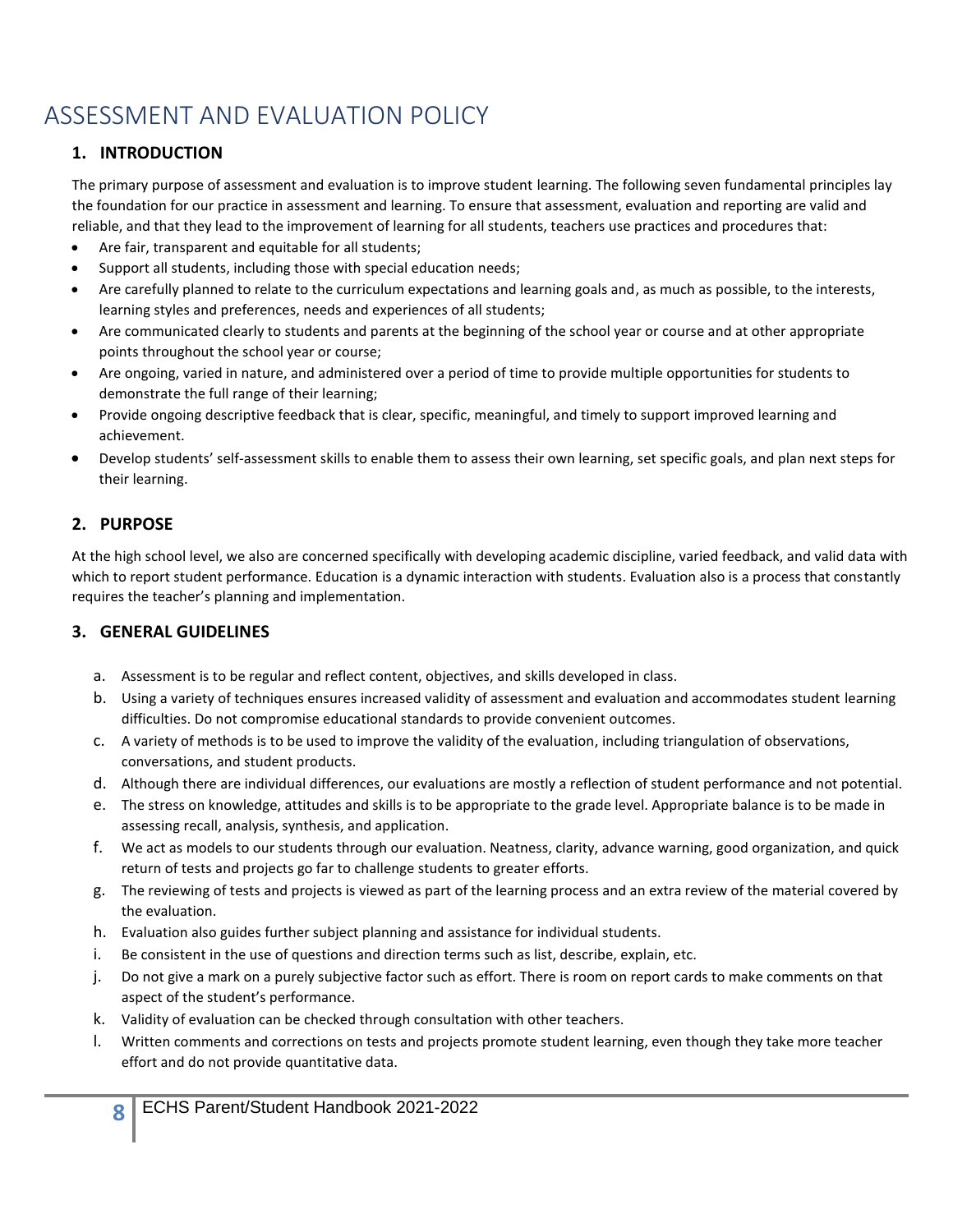# ASSESSMENT AND EVALUATION POLICY

## 1. INTRODUCTION

The primary purpose of assessment and evaluation is to improve student learning. The following seven fundamental principles lay the foundation for our practice in assessment and learning. To ensure that assessment, evaluation and reporting are valid and reliable, and that they lead to the improvement of learning for all students, teachers use practices and procedures that:

- Are fair, transparent and equitable for all students;
- Support all students, including those with special education needs;
- Are carefully planned to relate to the curriculum expectations and learning goals and, as much as possible, to the interests, learning styles and preferences, needs and experiences of all students;
- Are communicated clearly to students and parents at the beginning of the school year or course and at other appropriate points throughout the school year or course;
- Are ongoing, varied in nature, and administered over a period of time to provide multiple opportunities for students to demonstrate the full range of their learning;
- Provide ongoing descriptive feedback that is clear, specific, meaningful, and timely to support improved learning and achievement.
- Develop students' self-assessment skills to enable them to assess their own learning, set specific goals, and plan next steps for their learning.

## 2. PURPOSE

At the high school level, we also are concerned specifically with developing academic discipline, varied feedback, and valid data with which to report student performance. Education is a dynamic interaction with students. Evaluation also is a process that constantly requires the teacher's planning and implementation.

## 3. GENERAL GUIDELINES

a. Assessment is to be regular and reflect content, objectives, and skills developed in class.

b. Using a variety of techniques ensures increased validity of assessment and evaluation and accommodates student learning difficulties. Do not compromise educational standards to provide convenient outcomes.

c. A variety of methods is to be used to improve the validity of the evaluation, including triangulation of observations, conversations, and student products.

d. Although there are individual differences, our evaluations are mostly a reflection of student performance and not potential.

e. The stress on knowledge, attitudes and skills is to be appropriate to the grade level. Appropriate balance is to be made in assessing recall, analysis, synthesis, and application.

f. We act as models to our students through our evaluation. Neatness, clarity, advance warning, good organization, and quick return of tests and projects go far to challenge students to greater efforts.

g. The reviewing of tests and projects is viewed as part of the learning process and an extra review of the material covered by the evaluation.

h. Evaluation also guides further subject planning and assistance for individual students.

i. Be consistent in the use of questions and direction terms such as list, describe, explain, etc.

j. Do not give a mark on a purely subjective factor such as effort. There is room on report cards to make comments on that aspect of the student's performance.

k. Validity of evaluation can be checked through consultation with other teachers.

l. Written comments and corrections on tests and projects promote student learning, even though they take more teacher effort and do not provide quantitative data.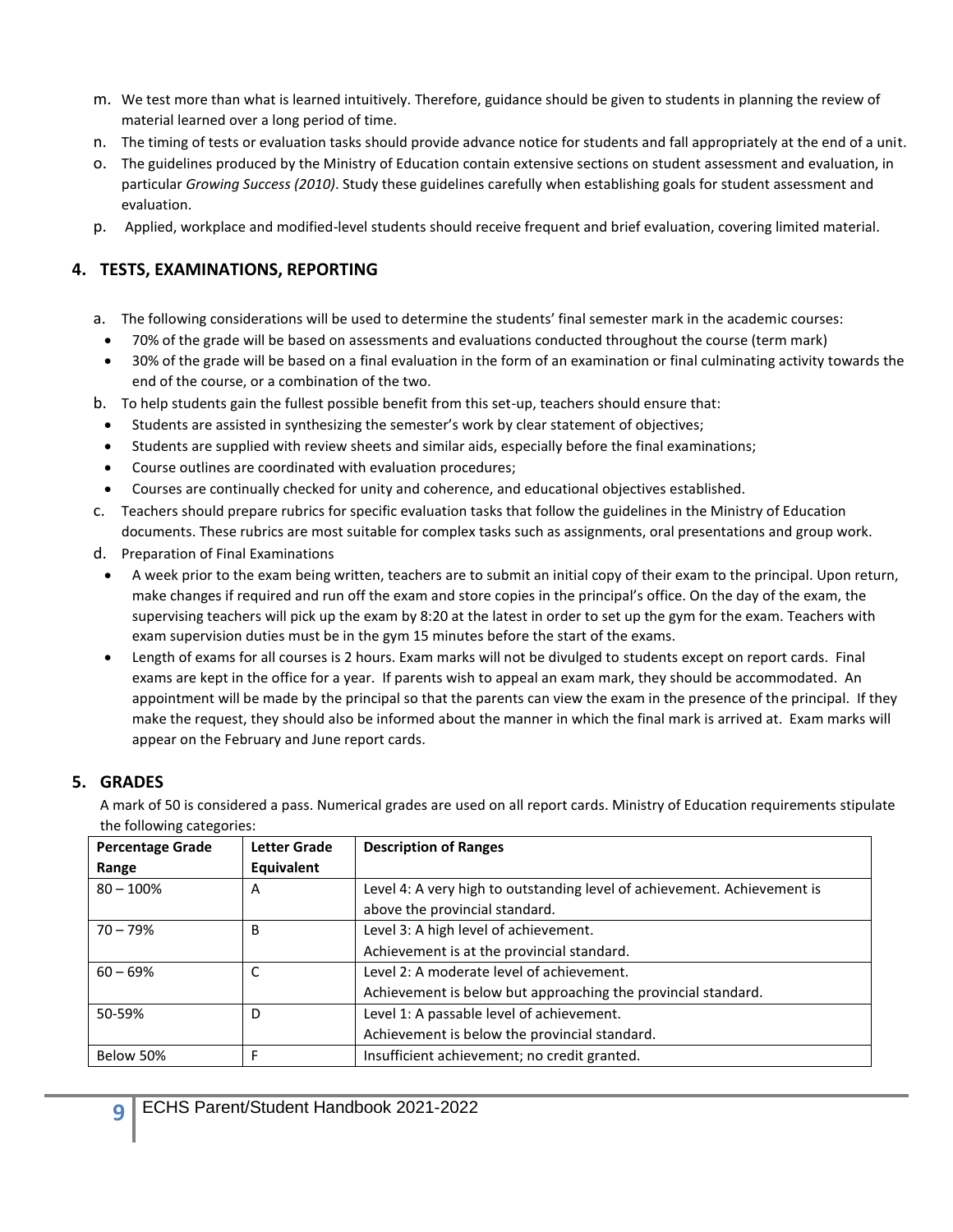m. We test more than what is learned intuitively. Therefore, guidance should be given to students in planning the review of material learned over a long period of time.

n. The timing of tests or evaluation tasks should provide advance notice for students and fall appropriately at the end of a unit.

o. The guidelines produced by the Ministry of Education contain extensive sections on student assessment and evaluation, in particular *Growing Success (2010)*. Study these guidelines carefully when establishing goals for student assessment and evaluation.

p. Applied, workplace and modified-level students should receive frequent and brief evaluation, covering limited material.

## 4. TESTS, EXAMINATIONS, REPORTING

a. The following considerations will be used to determine the students' final semester mark in the academic courses:
- 70% of the grade will be based on assessments and evaluations conducted throughout the course (term mark)
- 30% of the grade will be based on a final evaluation in the form of an examination or final culminating activity towards the end of the course, or a combination of the two.

b. To help students gain the fullest possible benefit from this set-up, teachers should ensure that:
- Students are assisted in synthesizing the semester's work by clear statement of objectives;
- Students are supplied with review sheets and similar aids, especially before the final examinations;
- Course outlines are coordinated with evaluation procedures;
- Courses are continually checked for unity and coherence, and educational objectives established.

c. Teachers should prepare rubrics for specific evaluation tasks that follow the guidelines in the Ministry of Education documents. These rubrics are most suitable for complex tasks such as assignments, oral presentations and group work.

d. Preparation of Final Examinations
- A week prior to the exam being written, teachers are to submit an initial copy of their exam to the principal. Upon return, make changes if required and run off the exam and store copies in the principal's office. On the day of the exam, the supervising teachers will pick up the exam by 8:20 at the latest in order to set up the gym for the exam. Teachers with exam supervision duties must be in the gym 15 minutes before the start of the exams.
- Length of exams for all courses is 2 hours. Exam marks will not be divulged to students except on report cards. Final exams are kept in the office for a year. If parents wish to appeal an exam mark, they should be accommodated. An appointment will be made by the principal so that the parents can view the exam in the presence of the principal. If they make the request, they should also be informed about the manner in which the final mark is arrived at. Exam marks will appear on the February and June report cards.

## 5. GRADES

A mark of 50 is considered a pass. Numerical grades are used on all report cards. Ministry of Education requirements stipulate the following categories:

| Percentage Grade Range | Letter Grade Equivalent | Description of Ranges |
|---|---|---|
| 80 – 100% | A | Level 4: A very high to outstanding level of achievement. Achievement is above the provincial standard. |
| 70 – 79% | B | Level 3: A high level of achievement. Achievement is at the provincial standard. |
| 60 – 69% | C | Level 2: A moderate level of achievement. Achievement is below but approaching the provincial standard. |
| 50-59% | D | Level 1: A passable level of achievement. Achievement is below the provincial standard. |
| Below 50% | F | Insufficient achievement; no credit granted. |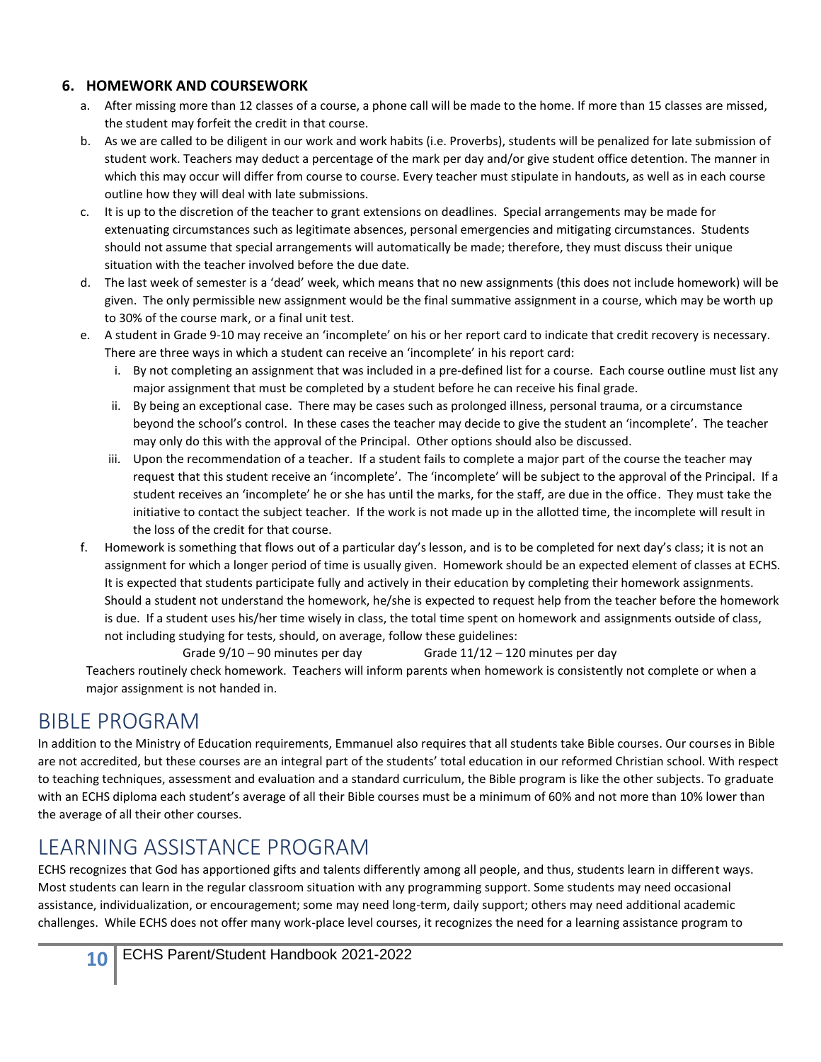### 6. HOMEWORK AND COURSEWORK

a. After missing more than 12 classes of a course, a phone call will be made to the home. If more than 15 classes are missed, the student may forfeit the credit in that course.

b. As we are called to be diligent in our work and work habits (i.e. Proverbs), students will be penalized for late submission of student work. Teachers may deduct a percentage of the mark per day and/or give student office detention. The manner in which this may occur will differ from course to course. Every teacher must stipulate in handouts, as well as in each course outline how they will deal with late submissions.

c. It is up to the discretion of the teacher to grant extensions on deadlines. Special arrangements may be made for extenuating circumstances such as legitimate absences, personal emergencies and mitigating circumstances. Students should not assume that special arrangements will automatically be made; therefore, they must discuss their unique situation with the teacher involved before the due date.

d. The last week of semester is a 'dead' week, which means that no new assignments (this does not include homework) will be given. The only permissible new assignment would be the final summative assignment in a course, which may be worth up to 30% of the course mark, or a final unit test.

e. A student in Grade 9-10 may receive an 'incomplete' on his or her report card to indicate that credit recovery is necessary. There are three ways in which a student can receive an 'incomplete' in his report card:

   i. By not completing an assignment that was included in a pre-defined list for a course. Each course outline must list any major assignment that must be completed by a student before he can receive his final grade.

   ii. By being an exceptional case. There may be cases such as prolonged illness, personal trauma, or a circumstance beyond the school's control. In these cases the teacher may decide to give the student an 'incomplete'. The teacher may only do this with the approval of the Principal. Other options should also be discussed.

   iii. Upon the recommendation of a teacher. If a student fails to complete a major part of the course the teacher may request that this student receive an 'incomplete'. The 'incomplete' will be subject to the approval of the Principal. If a student receives an 'incomplete' he or she has until the marks, for the staff, are due in the office. They must take the initiative to contact the subject teacher. If the work is not made up in the allotted time, the incomplete will result in the loss of the credit for that course.

f. Homework is something that flows out of a particular day's lesson, and is to be completed for next day's class; it is not an assignment for which a longer period of time is usually given. Homework should be an expected element of classes at ECHS. It is expected that students participate fully and actively in their education by completing their homework assignments. Should a student not understand the homework, he/she is expected to request help from the teacher before the homework is due. If a student uses his/her time wisely in class, the total time spent on homework and assignments outside of class, not including studying for tests, should, on average, follow these guidelines:

Grade 9/10 – 90 minutes per day    Grade 11/12 – 120 minutes per day

Teachers routinely check homework. Teachers will inform parents when homework is consistently not complete or when a major assignment is not handed in.

# BIBLE PROGRAM

In addition to the Ministry of Education requirements, Emmanuel also requires that all students take Bible courses. Our courses in Bible are not accredited, but these courses are an integral part of the students' total education in our reformed Christian school. With respect to teaching techniques, assessment and evaluation and a standard curriculum, the Bible program is like the other subjects. To graduate with an ECHS diploma each student's average of all their Bible courses must be a minimum of 60% and not more than 10% lower than the average of all their other courses.

# LEARNING ASSISTANCE PROGRAM

ECHS recognizes that God has apportioned gifts and talents differently among all people, and thus, students learn in different ways. Most students can learn in the regular classroom situation with any programming support. Some students may need occasional assistance, individualization, or encouragement; some may need long-term, daily support; others may need additional academic challenges. While ECHS does not offer many work-place level courses, it recognizes the need for a learning assistance program to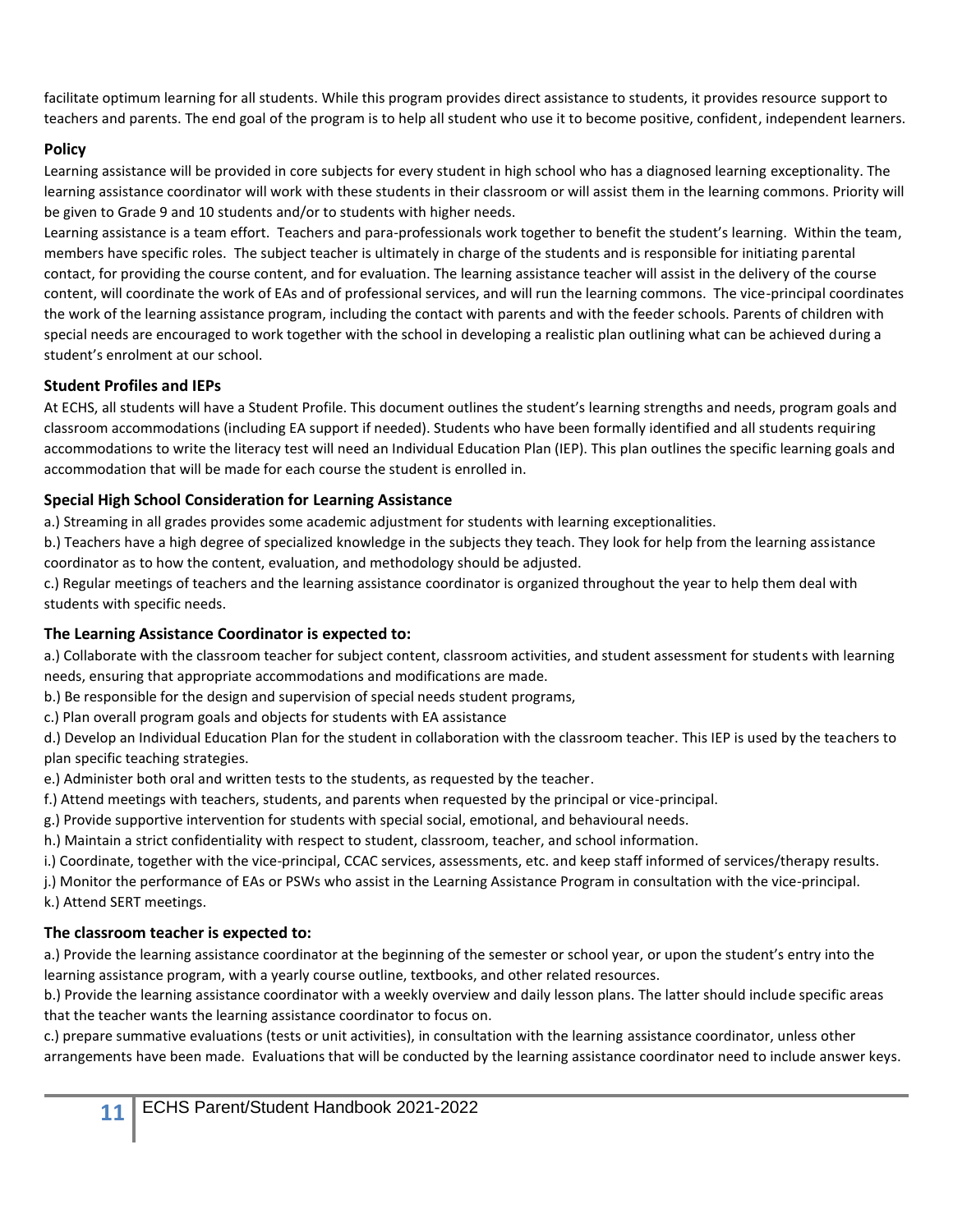facilitate optimum learning for all students. While this program provides direct assistance to students, it provides resource support to teachers and parents. The end goal of the program is to help all student who use it to become positive, confident, independent learners.

### Policy

Learning assistance will be provided in core subjects for every student in high school who has a diagnosed learning exceptionality. The learning assistance coordinator will work with these students in their classroom or will assist them in the learning commons. Priority will be given to Grade 9 and 10 students and/or to students with higher needs.

Learning assistance is a team effort. Teachers and para-professionals work together to benefit the student's learning. Within the team, members have specific roles. The subject teacher is ultimately in charge of the students and is responsible for initiating parental contact, for providing the course content, and for evaluation. The learning assistance teacher will assist in the delivery of the course content, will coordinate the work of EAs and of professional services, and will run the learning commons. The vice-principal coordinates the work of the learning assistance program, including the contact with parents and with the feeder schools. Parents of children with special needs are encouraged to work together with the school in developing a realistic plan outlining what can be achieved during a student's enrolment at our school.

### Student Profiles and IEPs

At ECHS, all students will have a Student Profile. This document outlines the student's learning strengths and needs, program goals and classroom accommodations (including EA support if needed). Students who have been formally identified and all students requiring accommodations to write the literacy test will need an Individual Education Plan (IEP). This plan outlines the specific learning goals and accommodation that will be made for each course the student is enrolled in.

### Special High School Consideration for Learning Assistance

a.) Streaming in all grades provides some academic adjustment for students with learning exceptionalities.

b.) Teachers have a high degree of specialized knowledge in the subjects they teach. They look for help from the learning assistance coordinator as to how the content, evaluation, and methodology should be adjusted.

c.) Regular meetings of teachers and the learning assistance coordinator is organized throughout the year to help them deal with students with specific needs.

### The Learning Assistance Coordinator is expected to:

a.) Collaborate with the classroom teacher for subject content, classroom activities, and student assessment for students with learning needs, ensuring that appropriate accommodations and modifications are made.

b.) Be responsible for the design and supervision of special needs student programs,

c.) Plan overall program goals and objects for students with EA assistance

d.) Develop an Individual Education Plan for the student in collaboration with the classroom teacher. This IEP is used by the teachers to plan specific teaching strategies.

e.) Administer both oral and written tests to the students, as requested by the teacher.

f.) Attend meetings with teachers, students, and parents when requested by the principal or vice-principal.

g.) Provide supportive intervention for students with special social, emotional, and behavioural needs.

h.) Maintain a strict confidentiality with respect to student, classroom, teacher, and school information.

i.) Coordinate, together with the vice-principal, CCAC services, assessments, etc. and keep staff informed of services/therapy results.

j.) Monitor the performance of EAs or PSWs who assist in the Learning Assistance Program in consultation with the vice-principal.

k.) Attend SERT meetings.

### The classroom teacher is expected to:

a.) Provide the learning assistance coordinator at the beginning of the semester or school year, or upon the student's entry into the learning assistance program, with a yearly course outline, textbooks, and other related resources.

b.) Provide the learning assistance coordinator with a weekly overview and daily lesson plans. The latter should include specific areas that the teacher wants the learning assistance coordinator to focus on.

c.) prepare summative evaluations (tests or unit activities), in consultation with the learning assistance coordinator, unless other arrangements have been made. Evaluations that will be conducted by the learning assistance coordinator need to include answer keys.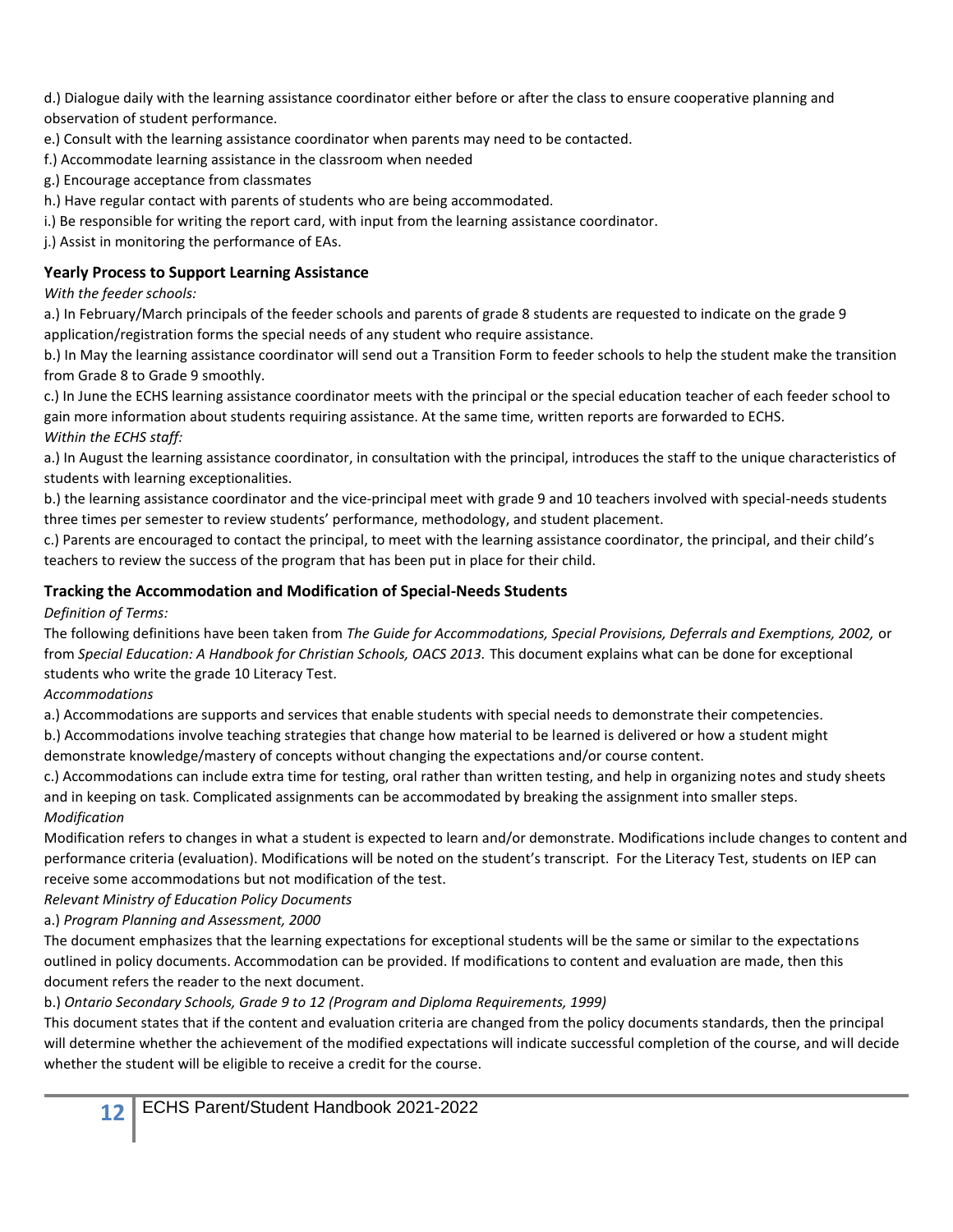d.) Dialogue daily with the learning assistance coordinator either before or after the class to ensure cooperative planning and observation of student performance.

e.) Consult with the learning assistance coordinator when parents may need to be contacted.

f.) Accommodate learning assistance in the classroom when needed

g.) Encourage acceptance from classmates

h.) Have regular contact with parents of students who are being accommodated.

i.) Be responsible for writing the report card, with input from the learning assistance coordinator.

j.) Assist in monitoring the performance of EAs.

### Yearly Process to Support Learning Assistance

*With the feeder schools:*

a.) In February/March principals of the feeder schools and parents of grade 8 students are requested to indicate on the grade 9 application/registration forms the special needs of any student who require assistance.

b.) In May the learning assistance coordinator will send out a Transition Form to feeder schools to help the student make the transition from Grade 8 to Grade 9 smoothly.

c.) In June the ECHS learning assistance coordinator meets with the principal or the special education teacher of each feeder school to gain more information about students requiring assistance. At the same time, written reports are forwarded to ECHS.

*Within the ECHS staff:*

a.) In August the learning assistance coordinator, in consultation with the principal, introduces the staff to the unique characteristics of students with learning exceptionalities.

b.) the learning assistance coordinator and the vice-principal meet with grade 9 and 10 teachers involved with special-needs students three times per semester to review students' performance, methodology, and student placement.

c.) Parents are encouraged to contact the principal, to meet with the learning assistance coordinator, the principal, and their child's teachers to review the success of the program that has been put in place for their child.

### Tracking the Accommodation and Modification of Special-Needs Students

*Definition of Terms:*

The following definitions have been taken from *The Guide for Accommodations, Special Provisions, Deferrals and Exemptions, 2002,* or from *Special Education: A Handbook for Christian Schools, OACS 2013.* This document explains what can be done for exceptional students who write the grade 10 Literacy Test.

*Accommodations*

a.) Accommodations are supports and services that enable students with special needs to demonstrate their competencies.

b.) Accommodations involve teaching strategies that change how material to be learned is delivered or how a student might demonstrate knowledge/mastery of concepts without changing the expectations and/or course content.

c.) Accommodations can include extra time for testing, oral rather than written testing, and help in organizing notes and study sheets and in keeping on task. Complicated assignments can be accommodated by breaking the assignment into smaller steps.

*Modification*

Modification refers to changes in what a student is expected to learn and/or demonstrate. Modifications include changes to content and performance criteria (evaluation). Modifications will be noted on the student's transcript. For the Literacy Test, students on IEP can receive some accommodations but not modification of the test.

*Relevant Ministry of Education Policy Documents*

a.) *Program Planning and Assessment, 2000*

The document emphasizes that the learning expectations for exceptional students will be the same or similar to the expectations outlined in policy documents. Accommodation can be provided. If modifications to content and evaluation are made, then this document refers the reader to the next document.

b.) *Ontario Secondary Schools, Grade 9 to 12 (Program and Diploma Requirements, 1999)*

This document states that if the content and evaluation criteria are changed from the policy documents standards, then the principal will determine whether the achievement of the modified expectations will indicate successful completion of the course, and will decide whether the student will be eligible to receive a credit for the course.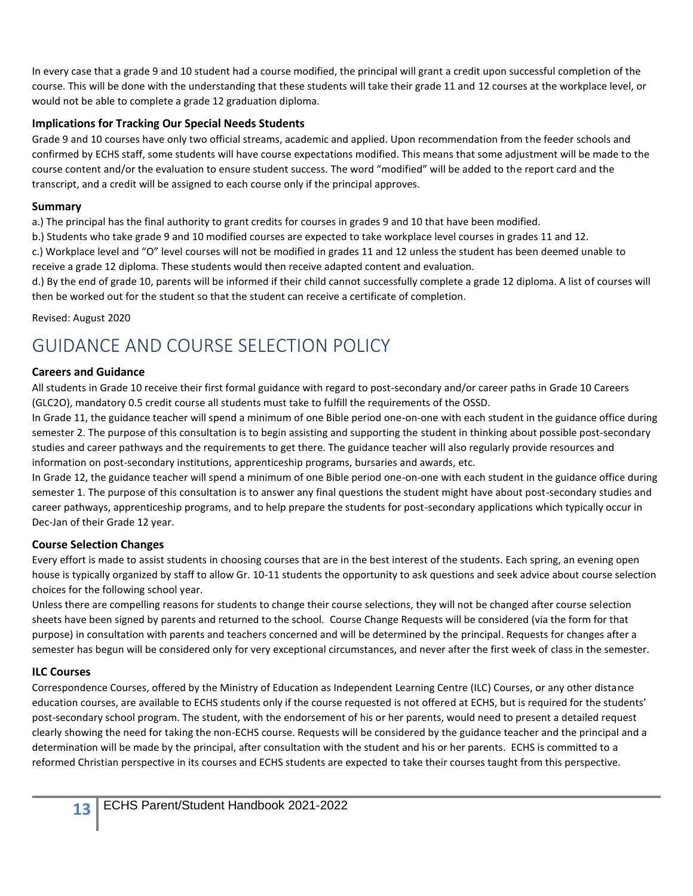In every case that a grade 9 and 10 student had a course modified, the principal will grant a credit upon successful completion of the course. This will be done with the understanding that these students will take their grade 11 and 12 courses at the workplace level, or would not be able to complete a grade 12 graduation diploma.

### Implications for Tracking Our Special Needs Students

Grade 9 and 10 courses have only two official streams, academic and applied. Upon recommendation from the feeder schools and confirmed by ECHS staff, some students will have course expectations modified. This means that some adjustment will be made to the course content and/or the evaluation to ensure student success. The word "modified" will be added to the report card and the transcript, and a credit will be assigned to each course only if the principal approves.

### Summary

a.) The principal has the final authority to grant credits for courses in grades 9 and 10 that have been modified.
b.) Students who take grade 9 and 10 modified courses are expected to take workplace level courses in grades 11 and 12.
c.) Workplace level and "O" level courses will not be modified in grades 11 and 12 unless the student has been deemed unable to receive a grade 12 diploma. These students would then receive adapted content and evaluation.
d.) By the end of grade 10, parents will be informed if their child cannot successfully complete a grade 12 diploma. A list of courses will then be worked out for the student so that the student can receive a certificate of completion.

Revised: August 2020

# GUIDANCE AND COURSE SELECTION POLICY

### Careers and Guidance

All students in Grade 10 receive their first formal guidance with regard to post-secondary and/or career paths in Grade 10 Careers (GLC2O), mandatory 0.5 credit course all students must take to fulfill the requirements of the OSSD.

In Grade 11, the guidance teacher will spend a minimum of one Bible period one-on-one with each student in the guidance office during semester 2. The purpose of this consultation is to begin assisting and supporting the student in thinking about possible post-secondary studies and career pathways and the requirements to get there. The guidance teacher will also regularly provide resources and information on post-secondary institutions, apprenticeship programs, bursaries and awards, etc.

In Grade 12, the guidance teacher will spend a minimum of one Bible period one-on-one with each student in the guidance office during semester 1. The purpose of this consultation is to answer any final questions the student might have about post-secondary studies and career pathways, apprenticeship programs, and to help prepare the students for post-secondary applications which typically occur in Dec-Jan of their Grade 12 year.

### Course Selection Changes

Every effort is made to assist students in choosing courses that are in the best interest of the students. Each spring, an evening open house is typically organized by staff to allow Gr. 10-11 students the opportunity to ask questions and seek advice about course selection choices for the following school year.

Unless there are compelling reasons for students to change their course selections, they will not be changed after course selection sheets have been signed by parents and returned to the school. Course Change Requests will be considered (via the form for that purpose) in consultation with parents and teachers concerned and will be determined by the principal. Requests for changes after a semester has begun will be considered only for very exceptional circumstances, and never after the first week of class in the semester.

### ILC Courses

Correspondence Courses, offered by the Ministry of Education as Independent Learning Centre (ILC) Courses, or any other distance education courses, are available to ECHS students only if the course requested is not offered at ECHS, but is required for the students' post-secondary school program. The student, with the endorsement of his or her parents, would need to present a detailed request clearly showing the need for taking the non-ECHS course. Requests will be considered by the guidance teacher and the principal and a determination will be made by the principal, after consultation with the student and his or her parents. ECHS is committed to a reformed Christian perspective in its courses and ECHS students are expected to take their courses taught from this perspective.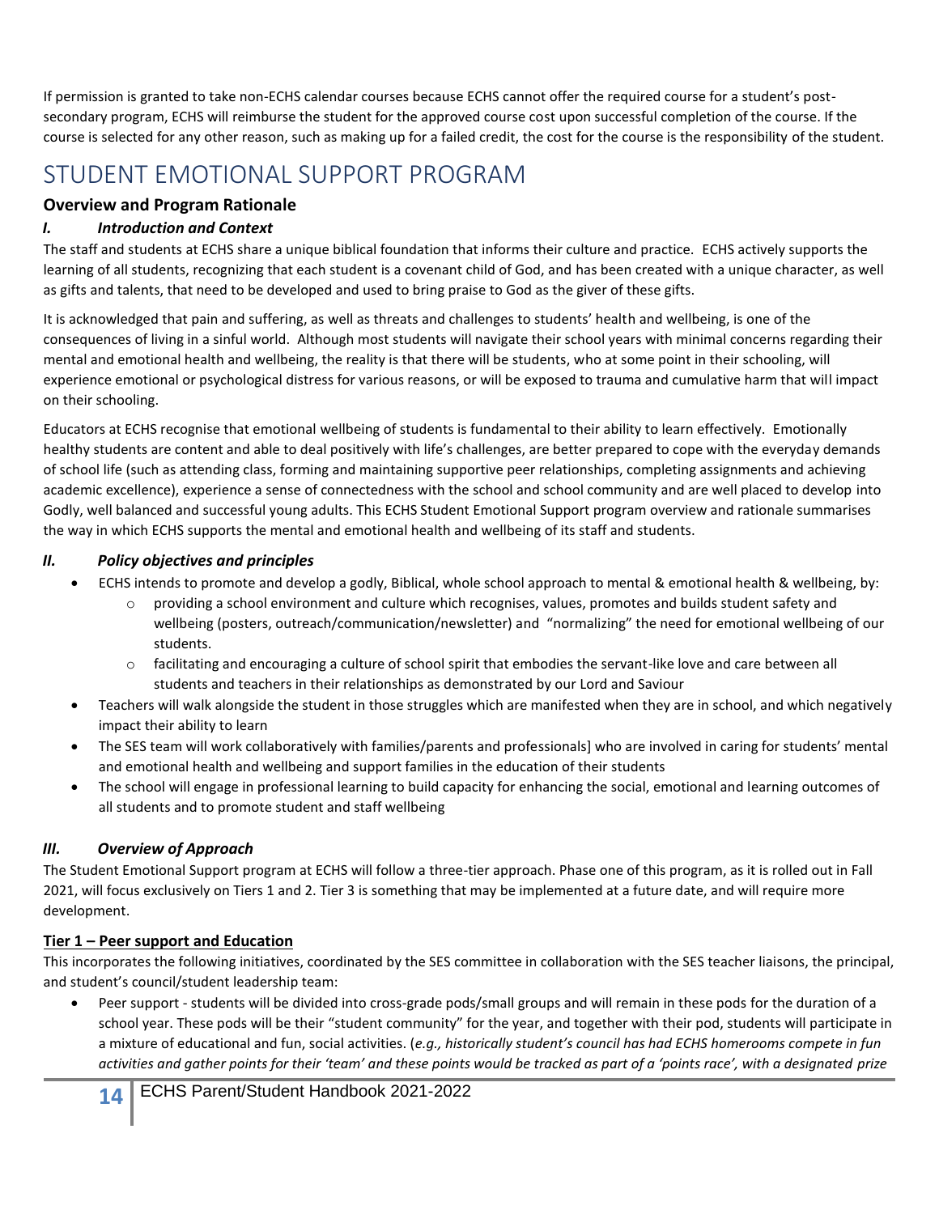If permission is granted to take non-ECHS calendar courses because ECHS cannot offer the required course for a student's post-secondary program, ECHS will reimburse the student for the approved course cost upon successful completion of the course. If the course is selected for any other reason, such as making up for a failed credit, the cost for the course is the responsibility of the student.

# STUDENT EMOTIONAL SUPPORT PROGRAM

## Overview and Program Rationale

### *I. Introduction and Context*

The staff and students at ECHS share a unique biblical foundation that informs their culture and practice. ECHS actively supports the learning of all students, recognizing that each student is a covenant child of God, and has been created with a unique character, as well as gifts and talents, that need to be developed and used to bring praise to God as the giver of these gifts.

It is acknowledged that pain and suffering, as well as threats and challenges to students' health and wellbeing, is one of the consequences of living in a sinful world. Although most students will navigate their school years with minimal concerns regarding their mental and emotional health and wellbeing, the reality is that there will be students, who at some point in their schooling, will experience emotional or psychological distress for various reasons, or will be exposed to trauma and cumulative harm that will impact on their schooling.

Educators at ECHS recognise that emotional wellbeing of students is fundamental to their ability to learn effectively. Emotionally healthy students are content and able to deal positively with life's challenges, are better prepared to cope with the everyday demands of school life (such as attending class, forming and maintaining supportive peer relationships, completing assignments and achieving academic excellence), experience a sense of connectedness with the school and school community and are well placed to develop into Godly, well balanced and successful young adults. This ECHS Student Emotional Support program overview and rationale summarises the way in which ECHS supports the mental and emotional health and wellbeing of its staff and students.

### *II. Policy objectives and principles*

- ECHS intends to promote and develop a godly, Biblical, whole school approach to mental & emotional health & wellbeing, by:
  - providing a school environment and culture which recognises, values, promotes and builds student safety and wellbeing (posters, outreach/communication/newsletter) and "normalizing" the need for emotional wellbeing of our students.
  - facilitating and encouraging a culture of school spirit that embodies the servant-like love and care between all students and teachers in their relationships as demonstrated by our Lord and Saviour
- Teachers will walk alongside the student in those struggles which are manifested when they are in school, and which negatively impact their ability to learn
- The SES team will work collaboratively with families/parents and professionals] who are involved in caring for students' mental and emotional health and wellbeing and support families in the education of their students
- The school will engage in professional learning to build capacity for enhancing the social, emotional and learning outcomes of all students and to promote student and staff wellbeing

### *III. Overview of Approach*

The Student Emotional Support program at ECHS will follow a three-tier approach. Phase one of this program, as it is rolled out in Fall 2021, will focus exclusively on Tiers 1 and 2. Tier 3 is something that may be implemented at a future date, and will require more development.

**Tier 1 – Peer support and Education**

This incorporates the following initiatives, coordinated by the SES committee in collaboration with the SES teacher liaisons, the principal, and student's council/student leadership team:

- Peer support - students will be divided into cross-grade pods/small groups and will remain in these pods for the duration of a school year. These pods will be their "student community" for the year, and together with their pod, students will participate in a mixture of educational and fun, social activities. (*e.g., historically student's council has had ECHS homerooms compete in fun activities and gather points for their 'team' and these points would be tracked as part of a 'points race', with a designated prize*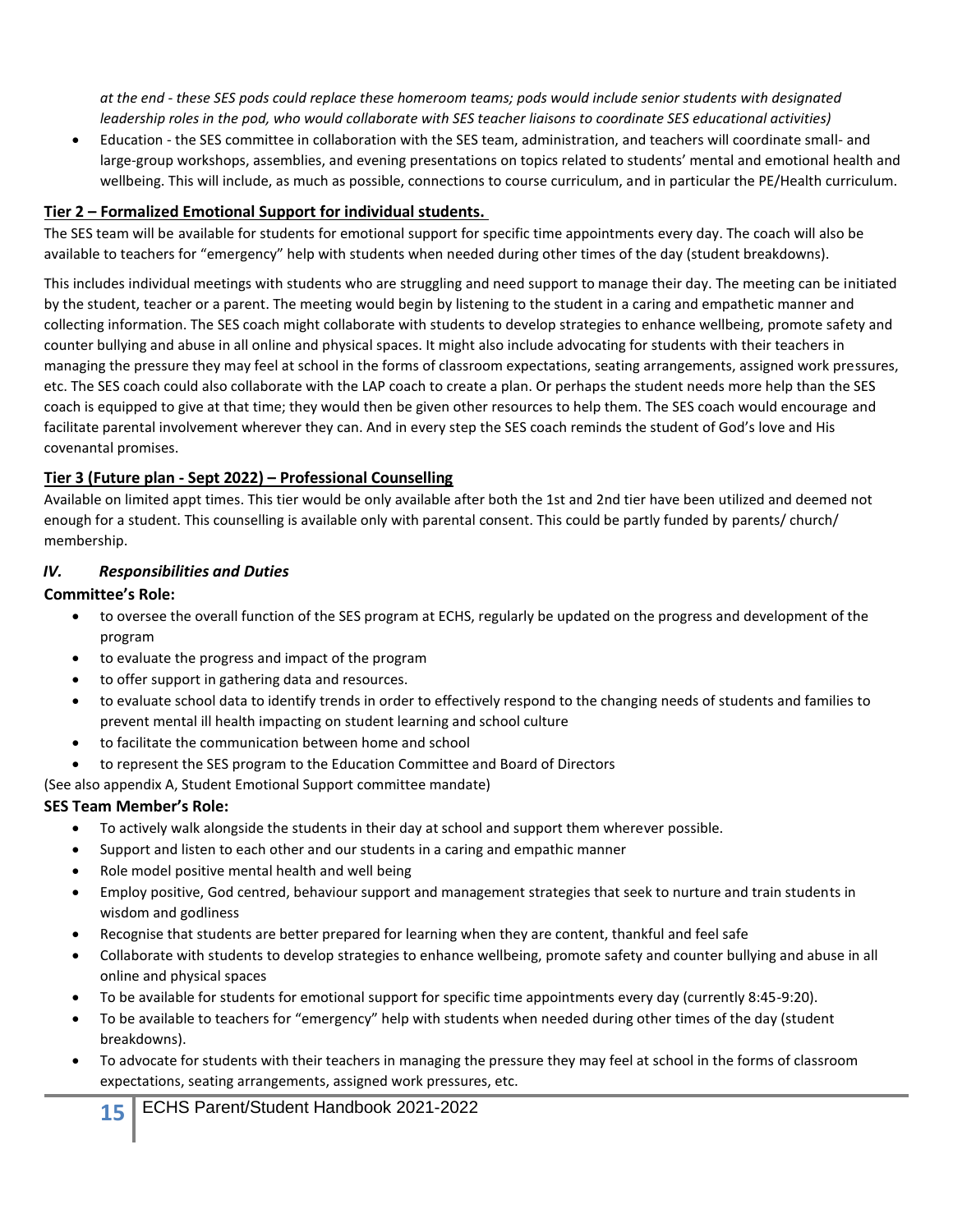*at the end - these SES pods could replace these homeroom teams; pods would include senior students with designated leadership roles in the pod, who would collaborate with SES teacher liaisons to coordinate SES educational activities)*

- Education - the SES committee in collaboration with the SES team, administration, and teachers will coordinate small- and large-group workshops, assemblies, and evening presentations on topics related to students' mental and emotional health and wellbeing. This will include, as much as possible, connections to course curriculum, and in particular the PE/Health curriculum.

### Tier 2 – Formalized Emotional Support for individual students.

The SES team will be available for students for emotional support for specific time appointments every day. The coach will also be available to teachers for "emergency" help with students when needed during other times of the day (student breakdowns).

This includes individual meetings with students who are struggling and need support to manage their day. The meeting can be initiated by the student, teacher or a parent. The meeting would begin by listening to the student in a caring and empathetic manner and collecting information. The SES coach might collaborate with students to develop strategies to enhance wellbeing, promote safety and counter bullying and abuse in all online and physical spaces. It might also include advocating for students with their teachers in managing the pressure they may feel at school in the forms of classroom expectations, seating arrangements, assigned work pressures, etc. The SES coach could also collaborate with the LAP coach to create a plan. Or perhaps the student needs more help than the SES coach is equipped to give at that time; they would then be given other resources to help them. The SES coach would encourage and facilitate parental involvement wherever they can. And in every step the SES coach reminds the student of God's love and His covenantal promises.

### Tier 3 (Future plan - Sept 2022) – Professional Counselling

Available on limited appt times. This tier would be only available after both the 1st and 2nd tier have been utilized and deemed not enough for a student. This counselling is available only with parental consent. This could be partly funded by parents/ church/ membership.

## *IV. Responsibilities and Duties*

**Committee's Role:**

- to oversee the overall function of the SES program at ECHS, regularly be updated on the progress and development of the program
- to evaluate the progress and impact of the program
- to offer support in gathering data and resources.
- to evaluate school data to identify trends in order to effectively respond to the changing needs of students and families to prevent mental ill health impacting on student learning and school culture
- to facilitate the communication between home and school
- to represent the SES program to the Education Committee and Board of Directors

(See also appendix A, Student Emotional Support committee mandate)

**SES Team Member's Role:**

- To actively walk alongside the students in their day at school and support them wherever possible.
- Support and listen to each other and our students in a caring and empathic manner
- Role model positive mental health and well being
- Employ positive, God centred, behaviour support and management strategies that seek to nurture and train students in wisdom and godliness
- Recognise that students are better prepared for learning when they are content, thankful and feel safe
- Collaborate with students to develop strategies to enhance wellbeing, promote safety and counter bullying and abuse in all online and physical spaces
- To be available for students for emotional support for specific time appointments every day (currently 8:45-9:20).
- To be available to teachers for "emergency" help with students when needed during other times of the day (student breakdowns).
- To advocate for students with their teachers in managing the pressure they may feel at school in the forms of classroom expectations, seating arrangements, assigned work pressures, etc.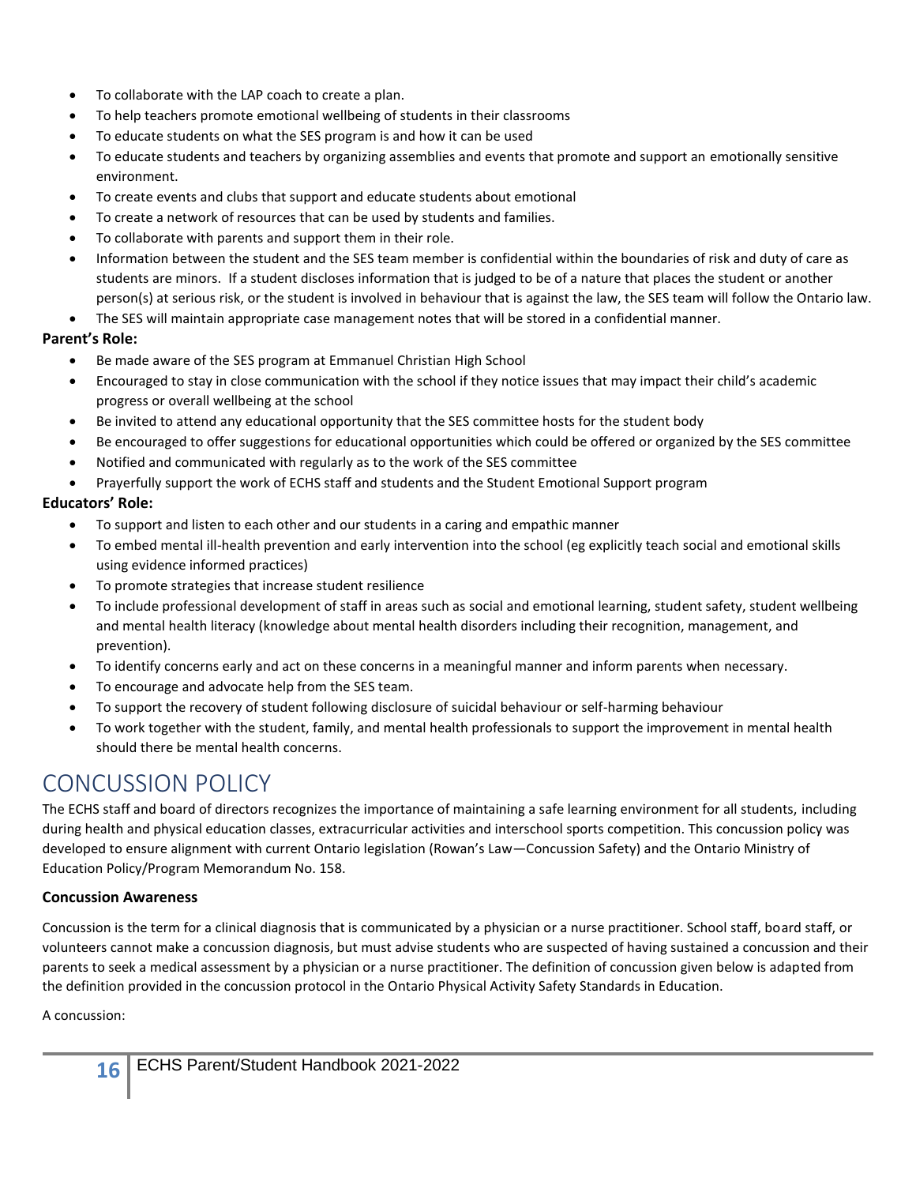- To collaborate with the LAP coach to create a plan.
- To help teachers promote emotional wellbeing of students in their classrooms
- To educate students on what the SES program is and how it can be used
- To educate students and teachers by organizing assemblies and events that promote and support an emotionally sensitive environment.
- To create events and clubs that support and educate students about emotional
- To create a network of resources that can be used by students and families.
- To collaborate with parents and support them in their role.
- Information between the student and the SES team member is confidential within the boundaries of risk and duty of care as students are minors. If a student discloses information that is judged to be of a nature that places the student or another person(s) at serious risk, or the student is involved in behaviour that is against the law, the SES team will follow the Ontario law.
- The SES will maintain appropriate case management notes that will be stored in a confidential manner.

**Parent's Role:**

- Be made aware of the SES program at Emmanuel Christian High School
- Encouraged to stay in close communication with the school if they notice issues that may impact their child's academic progress or overall wellbeing at the school
- Be invited to attend any educational opportunity that the SES committee hosts for the student body
- Be encouraged to offer suggestions for educational opportunities which could be offered or organized by the SES committee
- Notified and communicated with regularly as to the work of the SES committee
- Prayerfully support the work of ECHS staff and students and the Student Emotional Support program

**Educators' Role:**

- To support and listen to each other and our students in a caring and empathic manner
- To embed mental ill-health prevention and early intervention into the school (eg explicitly teach social and emotional skills using evidence informed practices)
- To promote strategies that increase student resilience
- To include professional development of staff in areas such as social and emotional learning, student safety, student wellbeing and mental health literacy (knowledge about mental health disorders including their recognition, management, and prevention).
- To identify concerns early and act on these concerns in a meaningful manner and inform parents when necessary.
- To encourage and advocate help from the SES team.
- To support the recovery of student following disclosure of suicidal behaviour or self-harming behaviour
- To work together with the student, family, and mental health professionals to support the improvement in mental health should there be mental health concerns.

# CONCUSSION POLICY

The ECHS staff and board of directors recognizes the importance of maintaining a safe learning environment for all students, including during health and physical education classes, extracurricular activities and interschool sports competition. This concussion policy was developed to ensure alignment with current Ontario legislation (Rowan's Law—Concussion Safety) and the Ontario Ministry of Education Policy/Program Memorandum No. 158.

**Concussion Awareness**

Concussion is the term for a clinical diagnosis that is communicated by a physician or a nurse practitioner. School staff, board staff, or volunteers cannot make a concussion diagnosis, but must advise students who are suspected of having sustained a concussion and their parents to seek a medical assessment by a physician or a nurse practitioner. The definition of concussion given below is adapted from the definition provided in the concussion protocol in the Ontario Physical Activity Safety Standards in Education.

A concussion: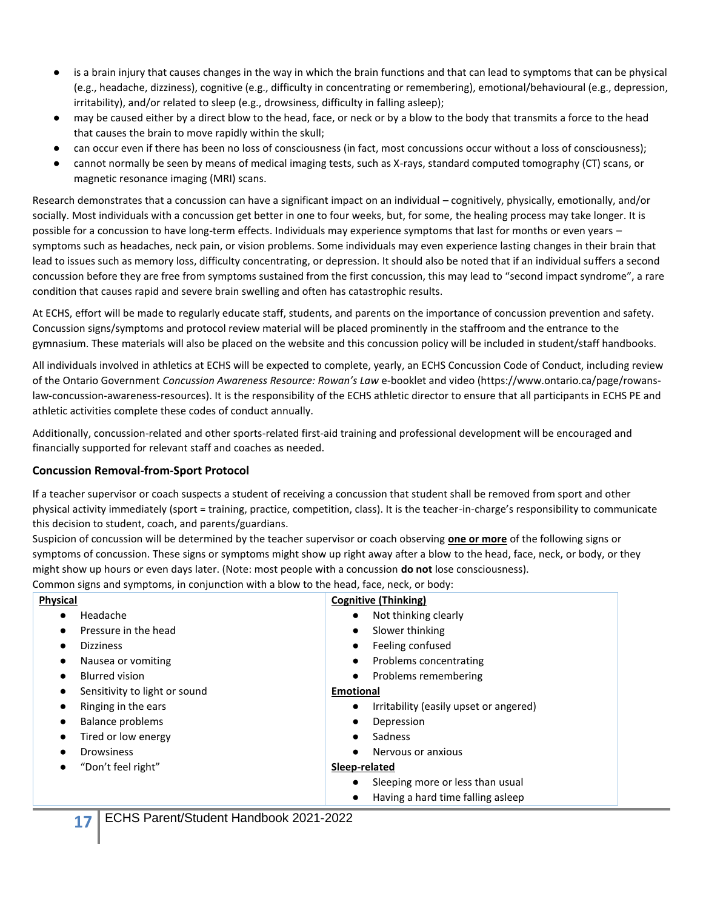- is a brain injury that causes changes in the way in which the brain functions and that can lead to symptoms that can be physical (e.g., headache, dizziness), cognitive (e.g., difficulty in concentrating or remembering), emotional/behavioural (e.g., depression, irritability), and/or related to sleep (e.g., drowsiness, difficulty in falling asleep);
- may be caused either by a direct blow to the head, face, or neck or by a blow to the body that transmits a force to the head that causes the brain to move rapidly within the skull;
- can occur even if there has been no loss of consciousness (in fact, most concussions occur without a loss of consciousness);
- cannot normally be seen by means of medical imaging tests, such as X-rays, standard computed tomography (CT) scans, or magnetic resonance imaging (MRI) scans.

Research demonstrates that a concussion can have a significant impact on an individual – cognitively, physically, emotionally, and/or socially. Most individuals with a concussion get better in one to four weeks, but, for some, the healing process may take longer. It is possible for a concussion to have long-term effects. Individuals may experience symptoms that last for months or even years – symptoms such as headaches, neck pain, or vision problems. Some individuals may even experience lasting changes in their brain that lead to issues such as memory loss, difficulty concentrating, or depression. It should also be noted that if an individual suffers a second concussion before they are free from symptoms sustained from the first concussion, this may lead to "second impact syndrome", a rare condition that causes rapid and severe brain swelling and often has catastrophic results.

At ECHS, effort will be made to regularly educate staff, students, and parents on the importance of concussion prevention and safety. Concussion signs/symptoms and protocol review material will be placed prominently in the staffroom and the entrance to the gymnasium. These materials will also be placed on the website and this concussion policy will be included in student/staff handbooks.

All individuals involved in athletics at ECHS will be expected to complete, yearly, an ECHS Concussion Code of Conduct, including review of the Ontario Government *Concussion Awareness Resource: Rowan's Law* e-booklet and video (https://www.ontario.ca/page/rowans-law-concussion-awareness-resources). It is the responsibility of the ECHS athletic director to ensure that all participants in ECHS PE and athletic activities complete these codes of conduct annually.

Additionally, concussion-related and other sports-related first-aid training and professional development will be encouraged and financially supported for relevant staff and coaches as needed.

### Concussion Removal-from-Sport Protocol

If a teacher supervisor or coach suspects a student of receiving a concussion that student shall be removed from sport and other physical activity immediately (sport = training, practice, competition, class). It is the teacher-in-charge's responsibility to communicate this decision to student, coach, and parents/guardians.

Suspicion of concussion will be determined by the teacher supervisor or coach observing **one or more** of the following signs or symptoms of concussion. These signs or symptoms might show up right away after a blow to the head, face, neck, or body, or they might show up hours or even days later. (Note: most people with a concussion **do not** lose consciousness).

Common signs and symptoms, in conjunction with a blow to the head, face, neck, or body:

**Physical**

- Headache
- Pressure in the head
- Dizziness
- Nausea or vomiting
- Blurred vision
- Sensitivity to light or sound
- Ringing in the ears
- Balance problems
- Tired or low energy
- Drowsiness
- "Don't feel right"

**Cognitive (Thinking)**

- Not thinking clearly
- Slower thinking
- Feeling confused
- Problems concentrating
- Problems remembering

**Emotional**

- Irritability (easily upset or angered)
- Depression
- Sadness
- Nervous or anxious

**Sleep-related**

- Sleeping more or less than usual
- Having a hard time falling asleep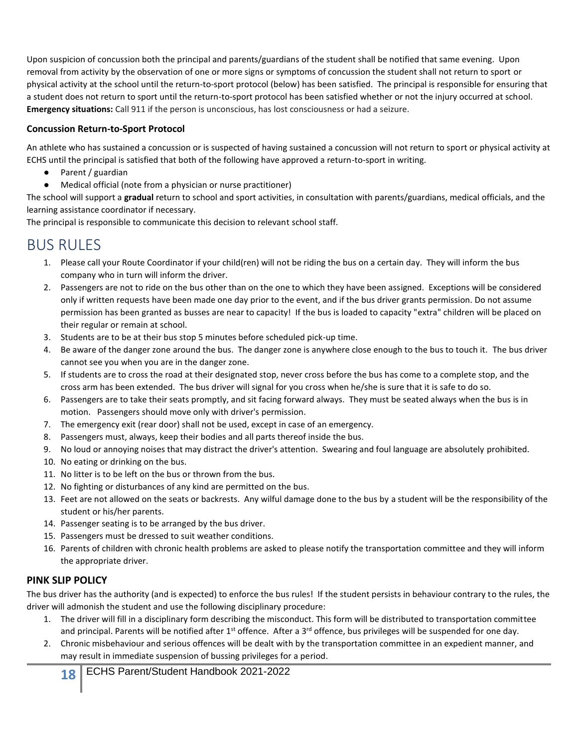Upon suspicion of concussion both the principal and parents/guardians of the student shall be notified that same evening. Upon removal from activity by the observation of one or more signs or symptoms of concussion the student shall not return to sport or physical activity at the school until the return-to-sport protocol (below) has been satisfied. The principal is responsible for ensuring that a student does not return to sport until the return-to-sport protocol has been satisfied whether or not the injury occurred at school. **Emergency situations:** Call 911 if the person is unconscious, has lost consciousness or had a seizure.

### Concussion Return-to-Sport Protocol

An athlete who has sustained a concussion or is suspected of having sustained a concussion will not return to sport or physical activity at ECHS until the principal is satisfied that both of the following have approved a return-to-sport in writing.

- Parent / guardian
- Medical official (note from a physician or nurse practitioner)

The school will support a **gradual** return to school and sport activities, in consultation with parents/guardians, medical officials, and the learning assistance coordinator if necessary.

The principal is responsible to communicate this decision to relevant school staff.

# BUS RULES

1. Please call your Route Coordinator if your child(ren) will not be riding the bus on a certain day. They will inform the bus company who in turn will inform the driver.
2. Passengers are not to ride on the bus other than on the one to which they have been assigned. Exceptions will be considered only if written requests have been made one day prior to the event, and if the bus driver grants permission. Do not assume permission has been granted as busses are near to capacity! If the bus is loaded to capacity "extra" children will be placed on their regular or remain at school.
3. Students are to be at their bus stop 5 minutes before scheduled pick-up time.
4. Be aware of the danger zone around the bus. The danger zone is anywhere close enough to the bus to touch it. The bus driver cannot see you when you are in the danger zone.
5. If students are to cross the road at their designated stop, never cross before the bus has come to a complete stop, and the cross arm has been extended. The bus driver will signal for you cross when he/she is sure that it is safe to do so.
6. Passengers are to take their seats promptly, and sit facing forward always. They must be seated always when the bus is in motion. Passengers should move only with driver's permission.
7. The emergency exit (rear door) shall not be used, except in case of an emergency.
8. Passengers must, always, keep their bodies and all parts thereof inside the bus.
9. No loud or annoying noises that may distract the driver's attention. Swearing and foul language are absolutely prohibited.
10. No eating or drinking on the bus.
11. No litter is to be left on the bus or thrown from the bus.
12. No fighting or disturbances of any kind are permitted on the bus.
13. Feet are not allowed on the seats or backrests. Any wilful damage done to the bus by a student will be the responsibility of the student or his/her parents.
14. Passenger seating is to be arranged by the bus driver.
15. Passengers must be dressed to suit weather conditions.
16. Parents of children with chronic health problems are asked to please notify the transportation committee and they will inform the appropriate driver.

### PINK SLIP POLICY

The bus driver has the authority (and is expected) to enforce the bus rules! If the student persists in behaviour contrary to the rules, the driver will admonish the student and use the following disciplinary procedure:

1. The driver will fill in a disciplinary form describing the misconduct. This form will be distributed to transportation committee and principal. Parents will be notified after 1st offence. After a 3rd offence, bus privileges will be suspended for one day.
2. Chronic misbehaviour and serious offences will be dealt with by the transportation committee in an expedient manner, and may result in immediate suspension of bussing privileges for a period.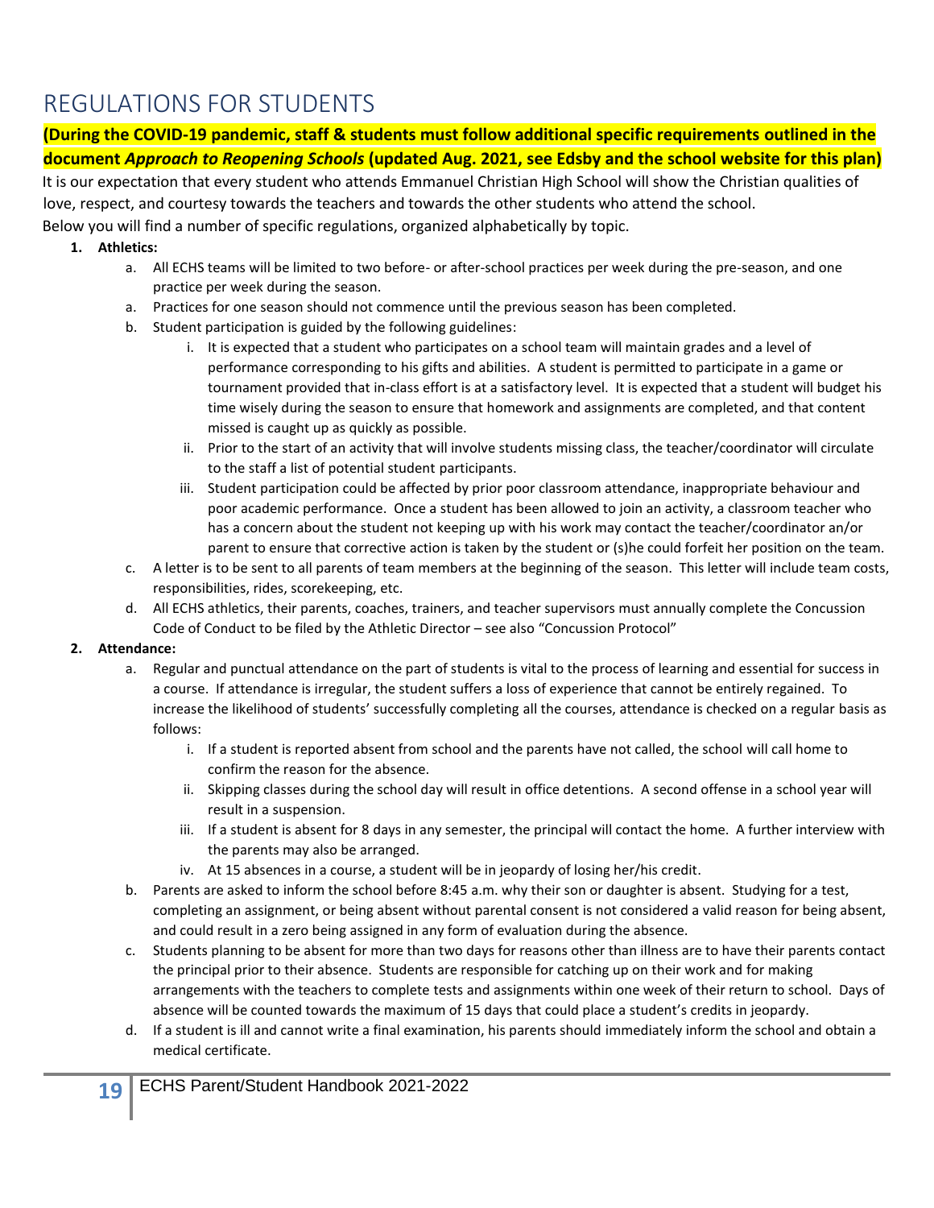# REGULATIONS FOR STUDENTS

**(During the COVID-19 pandemic, staff & students must follow additional specific requirements outlined in the document *Approach to Reopening Schools* (updated Aug. 2021, see Edsby and the school website for this plan)**

It is our expectation that every student who attends Emmanuel Christian High School will show the Christian qualities of love, respect, and courtesy towards the teachers and towards the other students who attend the school.

Below you will find a number of specific regulations, organized alphabetically by topic.

1. **Athletics:**
   a. All ECHS teams will be limited to two before- or after-school practices per week during the pre-season, and one practice per week during the season.
   a. Practices for one season should not commence until the previous season has been completed.
   b. Student participation is guided by the following guidelines:
      i. It is expected that a student who participates on a school team will maintain grades and a level of performance corresponding to his gifts and abilities. A student is permitted to participate in a game or tournament provided that in-class effort is at a satisfactory level. It is expected that a student will budget his time wisely during the season to ensure that homework and assignments are completed, and that content missed is caught up as quickly as possible.
      ii. Prior to the start of an activity that will involve students missing class, the teacher/coordinator will circulate to the staff a list of potential student participants.
      iii. Student participation could be affected by prior poor classroom attendance, inappropriate behaviour and poor academic performance. Once a student has been allowed to join an activity, a classroom teacher who has a concern about the student not keeping up with his work may contact the teacher/coordinator an/or parent to ensure that corrective action is taken by the student or (s)he could forfeit her position on the team.
   c. A letter is to be sent to all parents of team members at the beginning of the season. This letter will include team costs, responsibilities, rides, scorekeeping, etc.
   d. All ECHS athletics, their parents, coaches, trainers, and teacher supervisors must annually complete the Concussion Code of Conduct to be filed by the Athletic Director – see also "Concussion Protocol"

2. **Attendance:**
   a. Regular and punctual attendance on the part of students is vital to the process of learning and essential for success in a course. If attendance is irregular, the student suffers a loss of experience that cannot be entirely regained. To increase the likelihood of students' successfully completing all the courses, attendance is checked on a regular basis as follows:
      i. If a student is reported absent from school and the parents have not called, the school will call home to confirm the reason for the absence.
      ii. Skipping classes during the school day will result in office detentions. A second offense in a school year will result in a suspension.
      iii. If a student is absent for 8 days in any semester, the principal will contact the home. A further interview with the parents may also be arranged.
      iv. At 15 absences in a course, a student will be in jeopardy of losing her/his credit.
   b. Parents are asked to inform the school before 8:45 a.m. why their son or daughter is absent. Studying for a test, completing an assignment, or being absent without parental consent is not considered a valid reason for being absent, and could result in a zero being assigned in any form of evaluation during the absence.
   c. Students planning to be absent for more than two days for reasons other than illness are to have their parents contact the principal prior to their absence. Students are responsible for catching up on their work and for making arrangements with the teachers to complete tests and assignments within one week of their return to school. Days of absence will be counted towards the maximum of 15 days that could place a student's credits in jeopardy.
   d. If a student is ill and cannot write a final examination, his parents should immediately inform the school and obtain a medical certificate.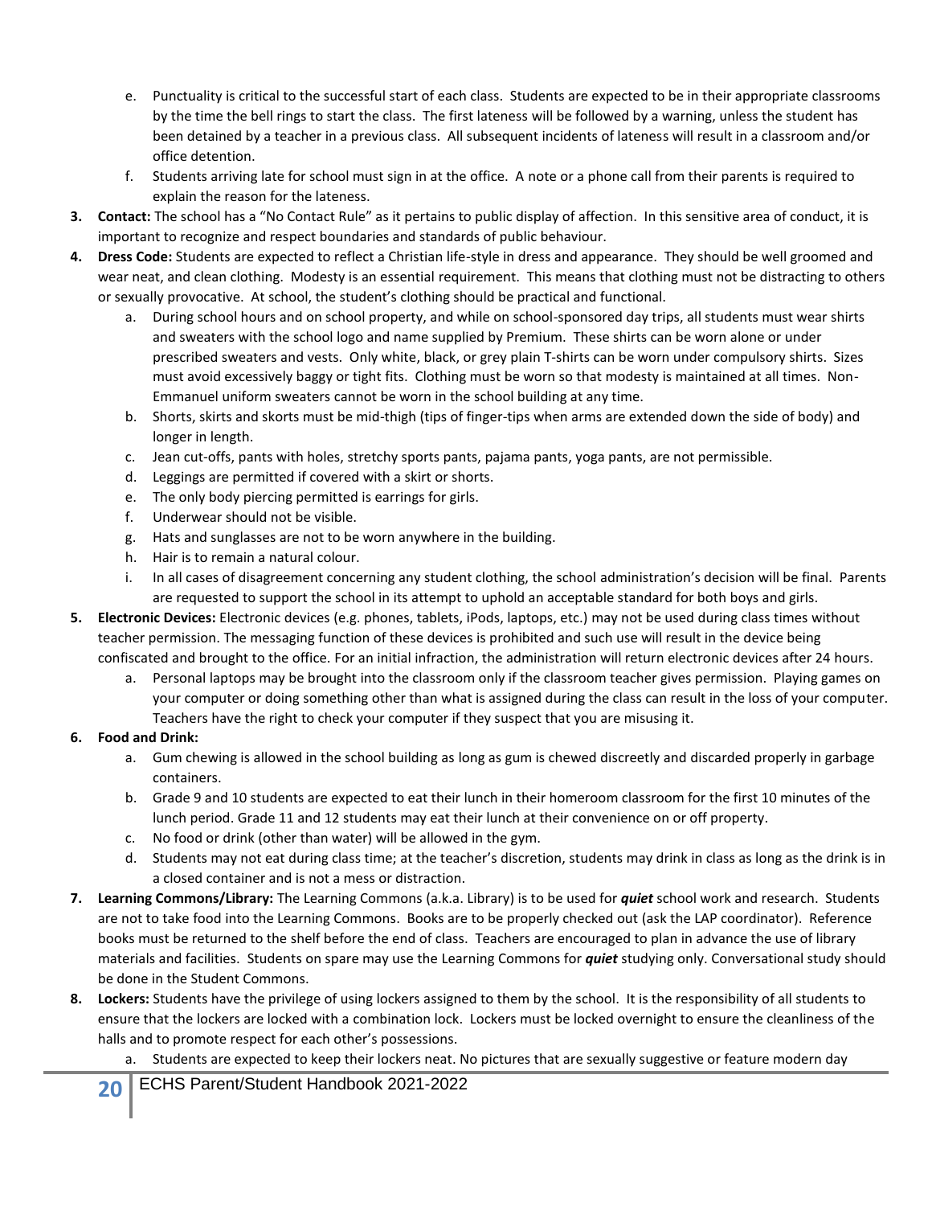e. Punctuality is critical to the successful start of each class. Students are expected to be in their appropriate classrooms by the time the bell rings to start the class. The first lateness will be followed by a warning, unless the student has been detained by a teacher in a previous class. All subsequent incidents of lateness will result in a classroom and/or office detention.
   f. Students arriving late for school must sign in at the office. A note or a phone call from their parents is required to explain the reason for the lateness.

3. **Contact:** The school has a "No Contact Rule" as it pertains to public display of affection. In this sensitive area of conduct, it is important to recognize and respect boundaries and standards of public behaviour.
4. **Dress Code:** Students are expected to reflect a Christian life-style in dress and appearance. They should be well groomed and wear neat, and clean clothing. Modesty is an essential requirement. This means that clothing must not be distracting to others or sexually provocative. At school, the student's clothing should be practical and functional.
   a. During school hours and on school property, and while on school-sponsored day trips, all students must wear shirts and sweaters with the school logo and name supplied by Premium. These shirts can be worn alone or under prescribed sweaters and vests. Only white, black, or grey plain T-shirts can be worn under compulsory shirts. Sizes must avoid excessively baggy or tight fits. Clothing must be worn so that modesty is maintained at all times. Non-Emmanuel uniform sweaters cannot be worn in the school building at any time.
   b. Shorts, skirts and skorts must be mid-thigh (tips of finger-tips when arms are extended down the side of body) and longer in length.
   c. Jean cut-offs, pants with holes, stretchy sports pants, pajama pants, yoga pants, are not permissible.
   d. Leggings are permitted if covered with a skirt or shorts.
   e. The only body piercing permitted is earrings for girls.
   f. Underwear should not be visible.
   g. Hats and sunglasses are not to be worn anywhere in the building.
   h. Hair is to remain a natural colour.
   i. In all cases of disagreement concerning any student clothing, the school administration's decision will be final. Parents are requested to support the school in its attempt to uphold an acceptable standard for both boys and girls.
5. **Electronic Devices:** Electronic devices (e.g. phones, tablets, iPods, laptops, etc.) may not be used during class times without teacher permission. The messaging function of these devices is prohibited and such use will result in the device being confiscated and brought to the office. For an initial infraction, the administration will return electronic devices after 24 hours.
   a. Personal laptops may be brought into the classroom only if the classroom teacher gives permission. Playing games on your computer or doing something other than what is assigned during the class can result in the loss of your computer. Teachers have the right to check your computer if they suspect that you are misusing it.
6. **Food and Drink:**
   a. Gum chewing is allowed in the school building as long as gum is chewed discreetly and discarded properly in garbage containers.
   b. Grade 9 and 10 students are expected to eat their lunch in their homeroom classroom for the first 10 minutes of the lunch period. Grade 11 and 12 students may eat their lunch at their convenience on or off property.
   c. No food or drink (other than water) will be allowed in the gym.
   d. Students may not eat during class time; at the teacher's discretion, students may drink in class as long as the drink is in a closed container and is not a mess or distraction.
7. **Learning Commons/Library:** The Learning Commons (a.k.a. Library) is to be used for ***quiet*** school work and research. Students are not to take food into the Learning Commons. Books are to be properly checked out (ask the LAP coordinator). Reference books must be returned to the shelf before the end of class. Teachers are encouraged to plan in advance the use of library materials and facilities. Students on spare may use the Learning Commons for ***quiet*** studying only. Conversational study should be done in the Student Commons.
8. **Lockers:** Students have the privilege of using lockers assigned to them by the school. It is the responsibility of all students to ensure that the lockers are locked with a combination lock. Lockers must be locked overnight to ensure the cleanliness of the halls and to promote respect for each other's possessions.
   a. Students are expected to keep their lockers neat. No pictures that are sexually suggestive or feature modern day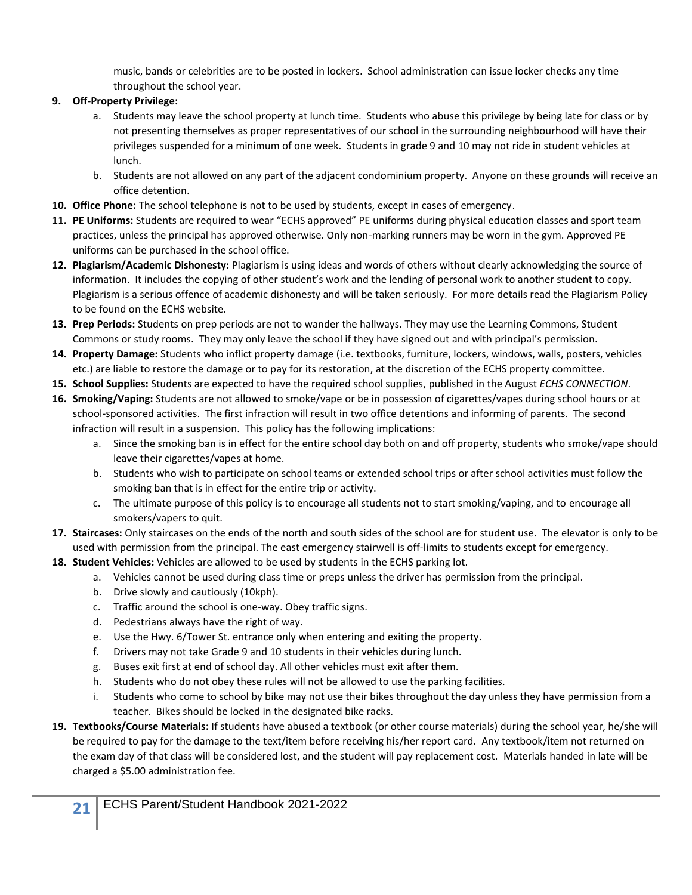music, bands or celebrities are to be posted in lockers. School administration can issue locker checks any time throughout the school year.

9. **Off-Property Privilege:**
   a. Students may leave the school property at lunch time. Students who abuse this privilege by being late for class or by not presenting themselves as proper representatives of our school in the surrounding neighbourhood will have their privileges suspended for a minimum of one week. Students in grade 9 and 10 may not ride in student vehicles at lunch.
   b. Students are not allowed on any part of the adjacent condominium property. Anyone on these grounds will receive an office detention.
10. **Office Phone:** The school telephone is not to be used by students, except in cases of emergency.
11. **PE Uniforms:** Students are required to wear "ECHS approved" PE uniforms during physical education classes and sport team practices, unless the principal has approved otherwise. Only non-marking runners may be worn in the gym. Approved PE uniforms can be purchased in the school office.
12. **Plagiarism/Academic Dishonesty:** Plagiarism is using ideas and words of others without clearly acknowledging the source of information. It includes the copying of other student's work and the lending of personal work to another student to copy. Plagiarism is a serious offence of academic dishonesty and will be taken seriously. For more details read the Plagiarism Policy to be found on the ECHS website.
13. **Prep Periods:** Students on prep periods are not to wander the hallways. They may use the Learning Commons, Student Commons or study rooms. They may only leave the school if they have signed out and with principal's permission.
14. **Property Damage:** Students who inflict property damage (i.e. textbooks, furniture, lockers, windows, walls, posters, vehicles etc.) are liable to restore the damage or to pay for its restoration, at the discretion of the ECHS property committee.
15. **School Supplies:** Students are expected to have the required school supplies, published in the August *ECHS CONNECTION*.
16. **Smoking/Vaping:** Students are not allowed to smoke/vape or be in possession of cigarettes/vapes during school hours or at school-sponsored activities. The first infraction will result in two office detentions and informing of parents. The second infraction will result in a suspension. This policy has the following implications:
    a. Since the smoking ban is in effect for the entire school day both on and off property, students who smoke/vape should leave their cigarettes/vapes at home.
    b. Students who wish to participate on school teams or extended school trips or after school activities must follow the smoking ban that is in effect for the entire trip or activity.
    c. The ultimate purpose of this policy is to encourage all students not to start smoking/vaping, and to encourage all smokers/vapers to quit.
17. **Staircases:** Only staircases on the ends of the north and south sides of the school are for student use. The elevator is only to be used with permission from the principal. The east emergency stairwell is off-limits to students except for emergency.
18. **Student Vehicles:** Vehicles are allowed to be used by students in the ECHS parking lot.
    a. Vehicles cannot be used during class time or preps unless the driver has permission from the principal.
    b. Drive slowly and cautiously (10kph).
    c. Traffic around the school is one-way. Obey traffic signs.
    d. Pedestrians always have the right of way.
    e. Use the Hwy. 6/Tower St. entrance only when entering and exiting the property.
    f. Drivers may not take Grade 9 and 10 students in their vehicles during lunch.
    g. Buses exit first at end of school day. All other vehicles must exit after them.
    h. Students who do not obey these rules will not be allowed to use the parking facilities.
    i. Students who come to school by bike may not use their bikes throughout the day unless they have permission from a teacher. Bikes should be locked in the designated bike racks.
19. **Textbooks/Course Materials:** If students have abused a textbook (or other course materials) during the school year, he/she will be required to pay for the damage to the text/item before receiving his/her report card. Any textbook/item not returned on the exam day of that class will be considered lost, and the student will pay replacement cost. Materials handed in late will be charged a $5.00 administration fee.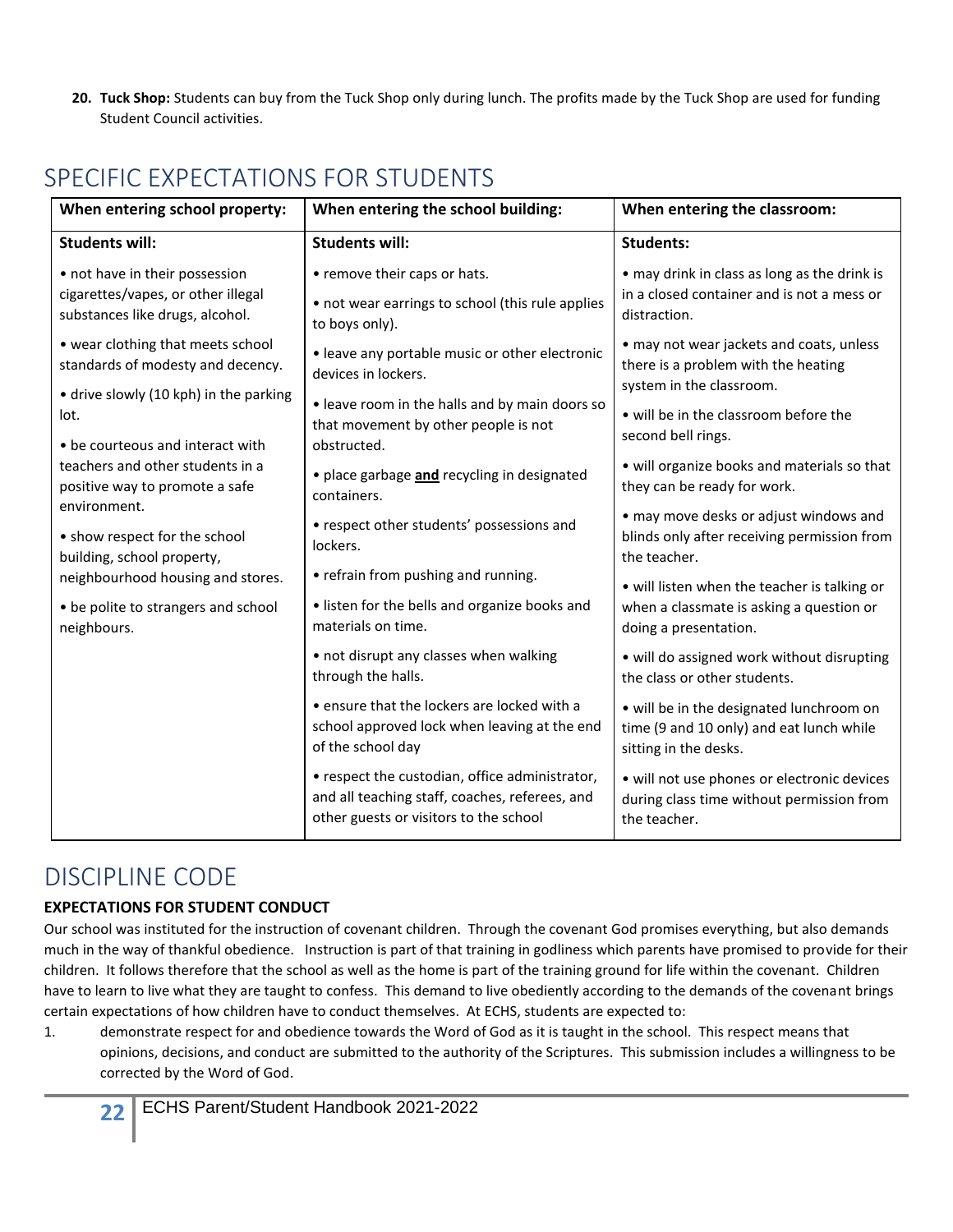20. **Tuck Shop:** Students can buy from the Tuck Shop only during lunch. The profits made by the Tuck Shop are used for funding Student Council activities.

# SPECIFIC EXPECTATIONS FOR STUDENTS

| When entering school property: | When entering the school building: | When entering the classroom: |
|---|---|---|
| **Students will:** | **Students will:** | **Students:** |
| • not have in their possession cigarettes/vapes, or other illegal substances like drugs, alcohol.<br>• wear clothing that meets school standards of modesty and decency.<br>• drive slowly (10 kph) in the parking lot.<br>• be courteous and interact with teachers and other students in a positive way to promote a safe environment.<br>• show respect for the school building, school property, neighbourhood housing and stores.<br>• be polite to strangers and school neighbours. | • remove their caps or hats.<br>• not wear earrings to school (this rule applies to boys only).<br>• leave any portable music or other electronic devices in lockers.<br>• leave room in the halls and by main doors so that movement by other people is not obstructed.<br>• place garbage **and** recycling in designated containers.<br>• respect other students' possessions and lockers.<br>• refrain from pushing and running.<br>• listen for the bells and organize books and materials on time.<br>• not disrupt any classes when walking through the halls.<br>• ensure that the lockers are locked with a school approved lock when leaving at the end of the school day<br>• respect the custodian, office administrator, and all teaching staff, coaches, referees, and other guests or visitors to the school | • may drink in class as long as the drink is in a closed container and is not a mess or distraction.<br>• may not wear jackets and coats, unless there is a problem with the heating system in the classroom.<br>• will be in the classroom before the second bell rings.<br>• will organize books and materials so that they can be ready for work.<br>• may move desks or adjust windows and blinds only after receiving permission from the teacher.<br>• will listen when the teacher is talking or when a classmate is asking a question or doing a presentation.<br>• will do assigned work without disrupting the class or other students.<br>• will be in the designated lunchroom on time (9 and 10 only) and eat lunch while sitting in the desks.<br>• will not use phones or electronic devices during class time without permission from the teacher. |

# DISCIPLINE CODE

**EXPECTATIONS FOR STUDENT CONDUCT**

Our school was instituted for the instruction of covenant children. Through the covenant God promises everything, but also demands much in the way of thankful obedience. Instruction is part of that training in godliness which parents have promised to provide for their children. It follows therefore that the school as well as the home is part of the training ground for life within the covenant. Children have to learn to live what they are taught to confess. This demand to live obediently according to the demands of the covenant brings certain expectations of how children have to conduct themselves. At ECHS, students are expected to:

1. demonstrate respect for and obedience towards the Word of God as it is taught in the school. This respect means that opinions, decisions, and conduct are submitted to the authority of the Scriptures. This submission includes a willingness to be corrected by the Word of God.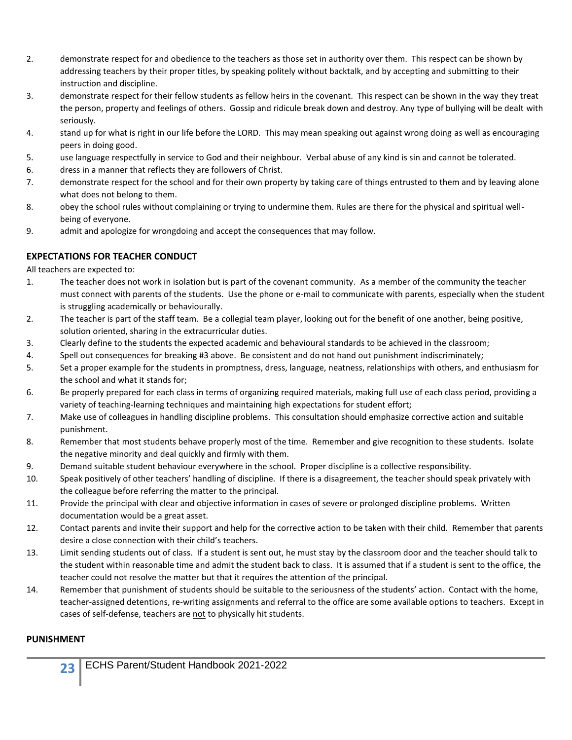2. demonstrate respect for and obedience to the teachers as those set in authority over them. This respect can be shown by addressing teachers by their proper titles, by speaking politely without backtalk, and by accepting and submitting to their instruction and discipline.
3. demonstrate respect for their fellow students as fellow heirs in the covenant. This respect can be shown in the way they treat the person, property and feelings of others. Gossip and ridicule break down and destroy. Any type of bullying will be dealt with seriously.
4. stand up for what is right in our life before the LORD. This may mean speaking out against wrong doing as well as encouraging peers in doing good.
5. use language respectfully in service to God and their neighbour. Verbal abuse of any kind is sin and cannot be tolerated.
6. dress in a manner that reflects they are followers of Christ.
7. demonstrate respect for the school and for their own property by taking care of things entrusted to them and by leaving alone what does not belong to them.
8. obey the school rules without complaining or trying to undermine them. Rules are there for the physical and spiritual well-being of everyone.
9. admit and apologize for wrongdoing and accept the consequences that may follow.

**EXPECTATIONS FOR TEACHER CONDUCT**

All teachers are expected to:

1. The teacher does not work in isolation but is part of the covenant community. As a member of the community the teacher must connect with parents of the students. Use the phone or e-mail to communicate with parents, especially when the student is struggling academically or behaviourally.
2. The teacher is part of the staff team. Be a collegial team player, looking out for the benefit of one another, being positive, solution oriented, sharing in the extracurricular duties.
3. Clearly define to the students the expected academic and behavioural standards to be achieved in the classroom;
4. Spell out consequences for breaking #3 above. Be consistent and do not hand out punishment indiscriminately;
5. Set a proper example for the students in promptness, dress, language, neatness, relationships with others, and enthusiasm for the school and what it stands for;
6. Be properly prepared for each class in terms of organizing required materials, making full use of each class period, providing a variety of teaching-learning techniques and maintaining high expectations for student effort;
7. Make use of colleagues in handling discipline problems. This consultation should emphasize corrective action and suitable punishment.
8. Remember that most students behave properly most of the time. Remember and give recognition to these students. Isolate the negative minority and deal quickly and firmly with them.
9. Demand suitable student behaviour everywhere in the school. Proper discipline is a collective responsibility.
10. Speak positively of other teachers' handling of discipline. If there is a disagreement, the teacher should speak privately with the colleague before referring the matter to the principal.
11. Provide the principal with clear and objective information in cases of severe or prolonged discipline problems. Written documentation would be a great asset.
12. Contact parents and invite their support and help for the corrective action to be taken with their child. Remember that parents desire a close connection with their child's teachers.
13. Limit sending students out of class. If a student is sent out, he must stay by the classroom door and the teacher should talk to the student within reasonable time and admit the student back to class. It is assumed that if a student is sent to the office, the teacher could not resolve the matter but that it requires the attention of the principal.
14. Remember that punishment of students should be suitable to the seriousness of the students' action. Contact with the home, teacher-assigned detentions, re-writing assignments and referral to the office are some available options to teachers. Except in cases of self-defense, teachers are not to physically hit students.

**PUNISHMENT**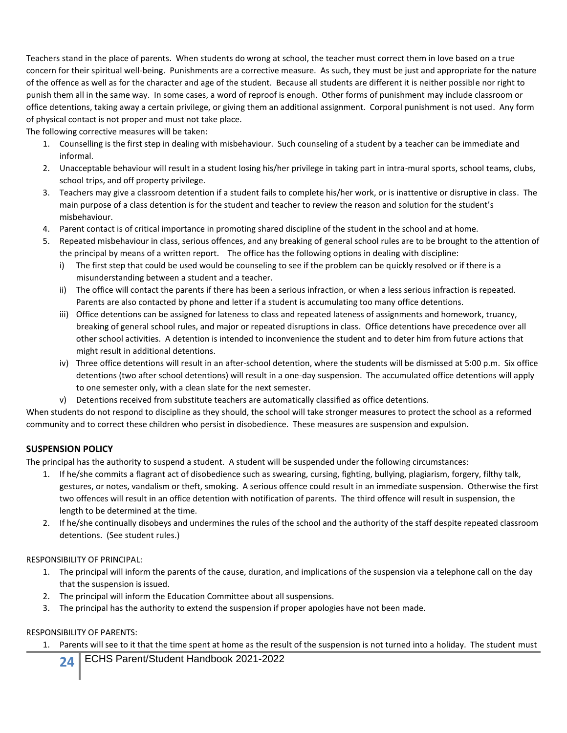Teachers stand in the place of parents. When students do wrong at school, the teacher must correct them in love based on a true concern for their spiritual well-being. Punishments are a corrective measure. As such, they must be just and appropriate for the nature of the offence as well as for the character and age of the student. Because all students are different it is neither possible nor right to punish them all in the same way. In some cases, a word of reproof is enough. Other forms of punishment may include classroom or office detentions, taking away a certain privilege, or giving them an additional assignment. Corporal punishment is not used. Any form of physical contact is not proper and must not take place.

The following corrective measures will be taken:

1. Counselling is the first step in dealing with misbehaviour. Such counseling of a student by a teacher can be immediate and informal.
2. Unacceptable behaviour will result in a student losing his/her privilege in taking part in intra-mural sports, school teams, clubs, school trips, and off property privilege.
3. Teachers may give a classroom detention if a student fails to complete his/her work, or is inattentive or disruptive in class. The main purpose of a class detention is for the student and teacher to review the reason and solution for the student's misbehaviour.
4. Parent contact is of critical importance in promoting shared discipline of the student in the school and at home.
5. Repeated misbehaviour in class, serious offences, and any breaking of general school rules are to be brought to the attention of the principal by means of a written report. The office has the following options in dealing with discipline:
   i) The first step that could be used would be counseling to see if the problem can be quickly resolved or if there is a misunderstanding between a student and a teacher.
   ii) The office will contact the parents if there has been a serious infraction, or when a less serious infraction is repeated. Parents are also contacted by phone and letter if a student is accumulating too many office detentions.
   iii) Office detentions can be assigned for lateness to class and repeated lateness of assignments and homework, truancy, breaking of general school rules, and major or repeated disruptions in class. Office detentions have precedence over all other school activities. A detention is intended to inconvenience the student and to deter him from future actions that might result in additional detentions.
   iv) Three office detentions will result in an after-school detention, where the students will be dismissed at 5:00 p.m. Six office detentions (two after school detentions) will result in a one-day suspension. The accumulated office detentions will apply to one semester only, with a clean slate for the next semester.
   v) Detentions received from substitute teachers are automatically classified as office detentions.

When students do not respond to discipline as they should, the school will take stronger measures to protect the school as a reformed community and to correct these children who persist in disobedience. These measures are suspension and expulsion.

## SUSPENSION POLICY

The principal has the authority to suspend a student. A student will be suspended under the following circumstances:

1. If he/she commits a flagrant act of disobedience such as swearing, cursing, fighting, bullying, plagiarism, forgery, filthy talk, gestures, or notes, vandalism or theft, smoking. A serious offence could result in an immediate suspension. Otherwise the first two offences will result in an office detention with notification of parents. The third offence will result in suspension, the length to be determined at the time.
2. If he/she continually disobeys and undermines the rules of the school and the authority of the staff despite repeated classroom detentions. (See student rules.)

RESPONSIBILITY OF PRINCIPAL:

1. The principal will inform the parents of the cause, duration, and implications of the suspension via a telephone call on the day that the suspension is issued.
2. The principal will inform the Education Committee about all suspensions.
3. The principal has the authority to extend the suspension if proper apologies have not been made.

RESPONSIBILITY OF PARENTS:

1. Parents will see to it that the time spent at home as the result of the suspension is not turned into a holiday. The student must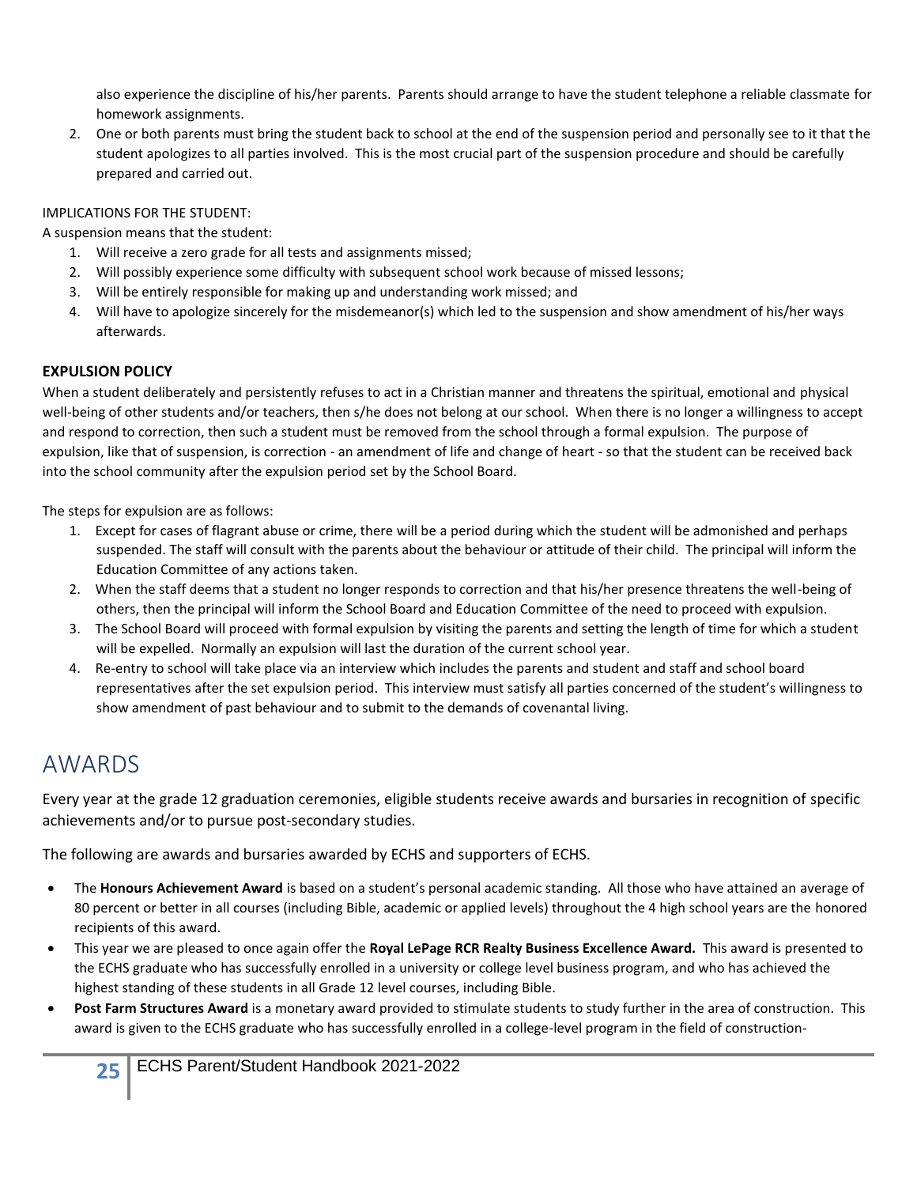also experience the discipline of his/her parents. Parents should arrange to have the student telephone a reliable classmate for homework assignments.

2. One or both parents must bring the student back to school at the end of the suspension period and personally see to it that the student apologizes to all parties involved. This is the most crucial part of the suspension procedure and should be carefully prepared and carried out.

IMPLICATIONS FOR THE STUDENT:

A suspension means that the student:

1. Will receive a zero grade for all tests and assignments missed;
2. Will possibly experience some difficulty with subsequent school work because of missed lessons;
3. Will be entirely responsible for making up and understanding work missed; and
4. Will have to apologize sincerely for the misdemeanor(s) which led to the suspension and show amendment of his/her ways afterwards.

**EXPULSION POLICY**

When a student deliberately and persistently refuses to act in a Christian manner and threatens the spiritual, emotional and physical well-being of other students and/or teachers, then s/he does not belong at our school. When there is no longer a willingness to accept and respond to correction, then such a student must be removed from the school through a formal expulsion. The purpose of expulsion, like that of suspension, is correction - an amendment of life and change of heart - so that the student can be received back into the school community after the expulsion period set by the School Board.

The steps for expulsion are as follows:

1. Except for cases of flagrant abuse or crime, there will be a period during which the student will be admonished and perhaps suspended. The staff will consult with the parents about the behaviour or attitude of their child. The principal will inform the Education Committee of any actions taken.
2. When the staff deems that a student no longer responds to correction and that his/her presence threatens the well-being of others, then the principal will inform the School Board and Education Committee of the need to proceed with expulsion.
3. The School Board will proceed with formal expulsion by visiting the parents and setting the length of time for which a student will be expelled. Normally an expulsion will last the duration of the current school year.
4. Re-entry to school will take place via an interview which includes the parents and student and staff and school board representatives after the set expulsion period. This interview must satisfy all parties concerned of the student's willingness to show amendment of past behaviour and to submit to the demands of covenantal living.

# AWARDS

Every year at the grade 12 graduation ceremonies, eligible students receive awards and bursaries in recognition of specific achievements and/or to pursue post-secondary studies.

The following are awards and bursaries awarded by ECHS and supporters of ECHS.

- The **Honours Achievement Award** is based on a student's personal academic standing. All those who have attained an average of 80 percent or better in all courses (including Bible, academic or applied levels) throughout the 4 high school years are the honored recipients of this award.
- This year we are pleased to once again offer the **Royal LePage RCR Realty Business Excellence Award.** This award is presented to the ECHS graduate who has successfully enrolled in a university or college level business program, and who has achieved the highest standing of these students in all Grade 12 level courses, including Bible.
- **Post Farm Structures Award** is a monetary award provided to stimulate students to study further in the area of construction. This award is given to the ECHS graduate who has successfully enrolled in a college-level program in the field of construction-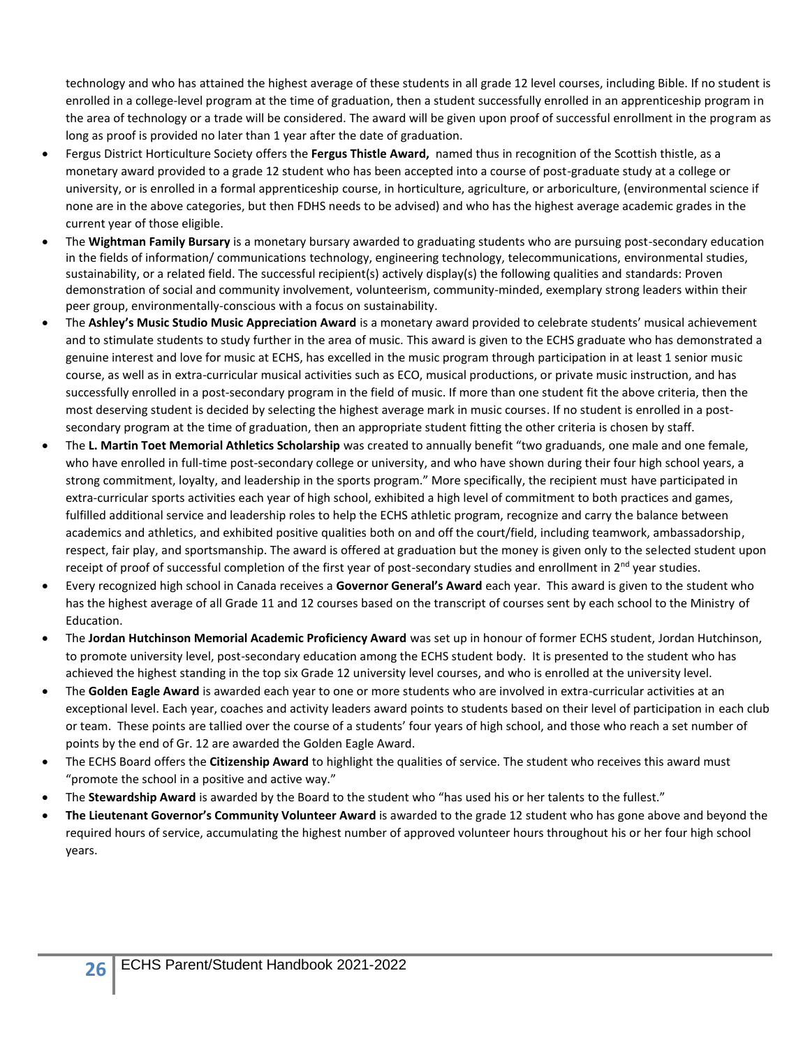technology and who has attained the highest average of these students in all grade 12 level courses, including Bible. If no student is enrolled in a college-level program at the time of graduation, then a student successfully enrolled in an apprenticeship program in the area of technology or a trade will be considered. The award will be given upon proof of successful enrollment in the program as long as proof is provided no later than 1 year after the date of graduation.

- Fergus District Horticulture Society offers the **Fergus Thistle Award,** named thus in recognition of the Scottish thistle, as a monetary award provided to a grade 12 student who has been accepted into a course of post-graduate study at a college or university, or is enrolled in a formal apprenticeship course, in horticulture, agriculture, or arboriculture, (environmental science if none are in the above categories, but then FDHS needs to be advised) and who has the highest average academic grades in the current year of those eligible.
- The **Wightman Family Bursary** is a monetary bursary awarded to graduating students who are pursuing post-secondary education in the fields of information/ communications technology, engineering technology, telecommunications, environmental studies, sustainability, or a related field. The successful recipient(s) actively display(s) the following qualities and standards: Proven demonstration of social and community involvement, volunteerism, community-minded, exemplary strong leaders within their peer group, environmentally-conscious with a focus on sustainability.
- The **Ashley's Music Studio Music Appreciation Award** is a monetary award provided to celebrate students' musical achievement and to stimulate students to study further in the area of music. This award is given to the ECHS graduate who has demonstrated a genuine interest and love for music at ECHS, has excelled in the music program through participation in at least 1 senior music course, as well as in extra-curricular musical activities such as ECO, musical productions, or private music instruction, and has successfully enrolled in a post-secondary program in the field of music. If more than one student fit the above criteria, then the most deserving student is decided by selecting the highest average mark in music courses. If no student is enrolled in a post-secondary program at the time of graduation, then an appropriate student fitting the other criteria is chosen by staff.
- The **L. Martin Toet Memorial Athletics Scholarship** was created to annually benefit "two graduands, one male and one female, who have enrolled in full-time post-secondary college or university, and who have shown during their four high school years, a strong commitment, loyalty, and leadership in the sports program." More specifically, the recipient must have participated in extra-curricular sports activities each year of high school, exhibited a high level of commitment to both practices and games, fulfilled additional service and leadership roles to help the ECHS athletic program, recognize and carry the balance between academics and athletics, and exhibited positive qualities both on and off the court/field, including teamwork, ambassadorship, respect, fair play, and sportsmanship. The award is offered at graduation but the money is given only to the selected student upon receipt of proof of successful completion of the first year of post-secondary studies and enrollment in 2nd year studies.
- Every recognized high school in Canada receives a **Governor General's Award** each year. This award is given to the student who has the highest average of all Grade 11 and 12 courses based on the transcript of courses sent by each school to the Ministry of Education.
- The **Jordan Hutchinson Memorial Academic Proficiency Award** was set up in honour of former ECHS student, Jordan Hutchinson, to promote university level, post-secondary education among the ECHS student body. It is presented to the student who has achieved the highest standing in the top six Grade 12 university level courses, and who is enrolled at the university level.
- The **Golden Eagle Award** is awarded each year to one or more students who are involved in extra-curricular activities at an exceptional level. Each year, coaches and activity leaders award points to students based on their level of participation in each club or team. These points are tallied over the course of a students' four years of high school, and those who reach a set number of points by the end of Gr. 12 are awarded the Golden Eagle Award.
- The ECHS Board offers the **Citizenship Award** to highlight the qualities of service. The student who receives this award must "promote the school in a positive and active way."
- The **Stewardship Award** is awarded by the Board to the student who "has used his or her talents to the fullest."
- **The Lieutenant Governor's Community Volunteer Award** is awarded to the grade 12 student who has gone above and beyond the required hours of service, accumulating the highest number of approved volunteer hours throughout his or her four high school years.